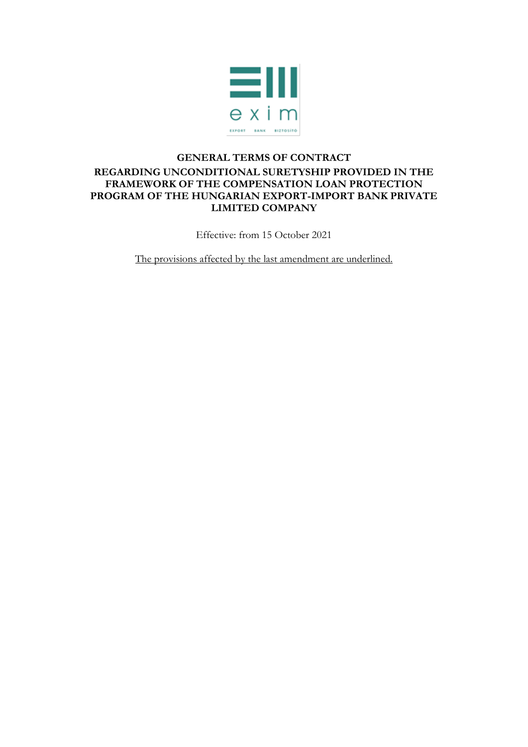# GENERAL TERMS OF CONTRACT
## REGARDING UNCONDITIONAL SURETYSHIP PROVIDED IN THE FRAMEWORK OF THE COMPENSATION LOAN PROTECTION PROGRAM OF THE HUNGARIAN EXPORT-IMPORT BANK PRIVATE LIMITED COMPANY

Effective: from 15 October 2021

<u>The provisions affected by the last amendment are underlined.</u>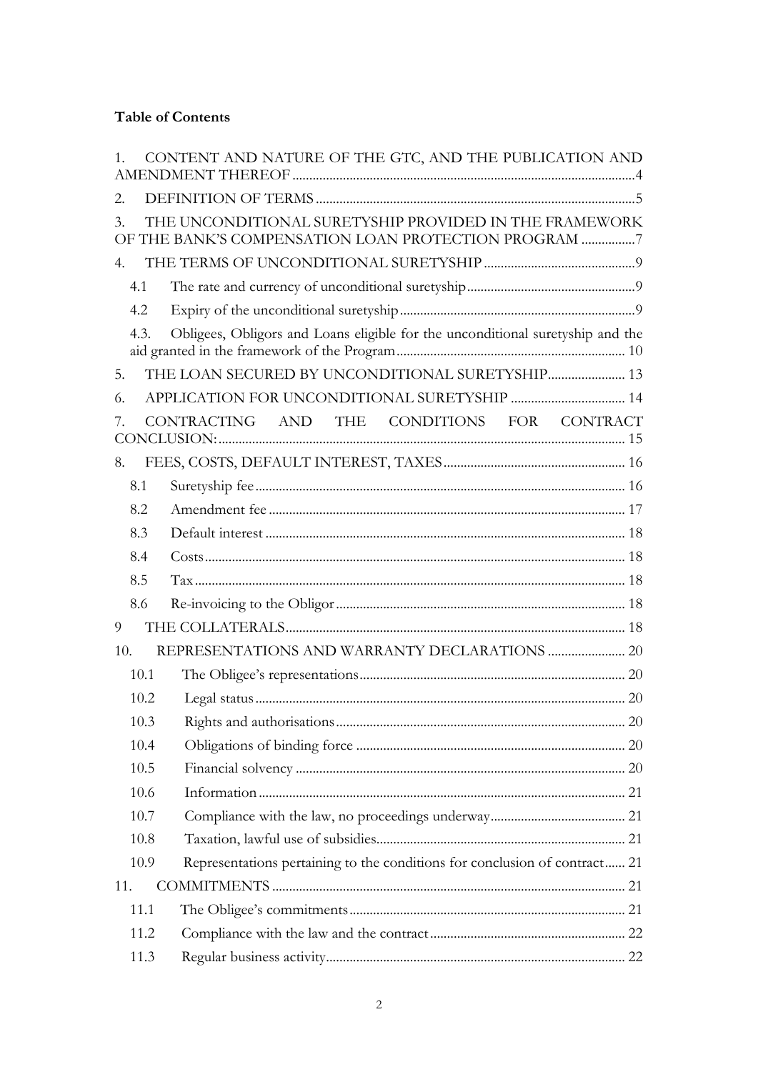**Table of Contents**

1. CONTENT AND NATURE OF THE GTC, AND THE PUBLICATION AND AMENDMENT THEREOF ........ 4
2. DEFINITION OF TERMS ........ 5
3. THE UNCONDITIONAL SURETYSHIP PROVIDED IN THE FRAMEWORK OF THE BANK'S COMPENSATION LOAN PROTECTION PROGRAM ........ 7
4. THE TERMS OF UNCONDITIONAL SURETYSHIP ........ 9
   - 4.1 The rate and currency of unconditional suretyship ........ 9
   - 4.2 Expiry of the unconditional suretyship ........ 9
   - 4.3. Obligees, Obligors and Loans eligible for the unconditional suretyship and the aid granted in the framework of the Program ........ 10
5. THE LOAN SECURED BY UNCONDITIONAL SURETYSHIP ........ 13
6. APPLICATION FOR UNCONDITIONAL SURETYSHIP ........ 14
7. CONTRACTING AND THE CONDITIONS FOR CONTRACT CONCLUSION: ........ 15
8. FEES, COSTS, DEFAULT INTEREST, TAXES ........ 16
   - 8.1 Suretyship fee ........ 16
   - 8.2 Amendment fee ........ 17
   - 8.3 Default interest ........ 18
   - 8.4 Costs ........ 18
   - 8.5 Tax ........ 18
   - 8.6 Re-invoicing to the Obligor ........ 18
9. THE COLLATERALS ........ 18
10. REPRESENTATIONS AND WARRANTY DECLARATIONS ........ 20
    - 10.1 The Obligee's representations ........ 20
    - 10.2 Legal status ........ 20
    - 10.3 Rights and authorisations ........ 20
    - 10.4 Obligations of binding force ........ 20
    - 10.5 Financial solvency ........ 20
    - 10.6 Information ........ 21
    - 10.7 Compliance with the law, no proceedings underway ........ 21
    - 10.8 Taxation, lawful use of subsidies ........ 21
    - 10.9 Representations pertaining to the conditions for conclusion of contract ........ 21
11. COMMITMENTS ........ 21
    - 11.1 The Obligee's commitments ........ 21
    - 11.2 Compliance with the law and the contract ........ 22
    - 11.3 Regular business activity ........ 22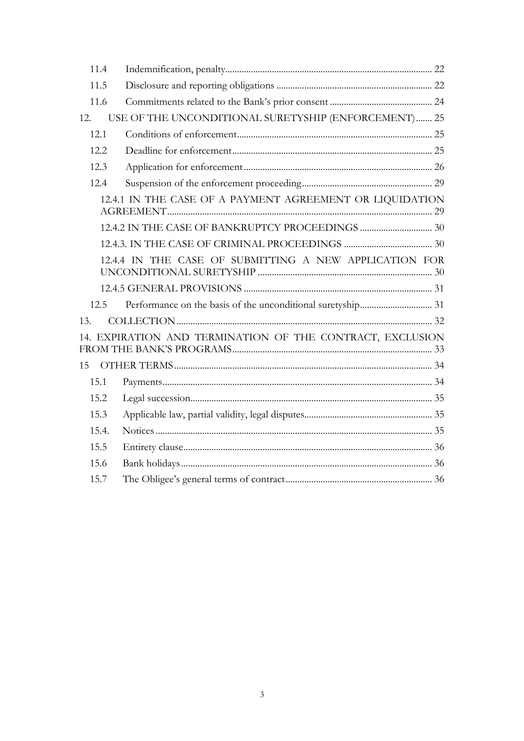11.4 Indemnification, penalty .......... 22

11.5 Disclosure and reporting obligations .......... 22

11.6 Commitments related to the Bank's prior consent .......... 24

12. USE OF THE UNCONDITIONAL SURETYSHIP (ENFORCEMENT) .......... 25

12.1 Conditions of enforcement .......... 25

12.2 Deadline for enforcement .......... 25

12.3 Application for enforcement .......... 26

12.4 Suspension of the enforcement proceeding .......... 29

12.4.1 IN THE CASE OF A PAYMENT AGREEMENT OR LIQUIDATION AGREEMENT .......... 29

12.4.2 IN THE CASE OF BANKRUPTCY PROCEEDINGS .......... 30

12.4.3. IN THE CASE OF CRIMINAL PROCEEDINGS .......... 30

12.4.4 IN THE CASE OF SUBMITTING A NEW APPLICATION FOR UNCONDITIONAL SURETYSHIP .......... 30

12.4.5 GENERAL PROVISIONS .......... 31

12.5 Performance on the basis of the unconditional suretyship .......... 31

13. COLLECTION .......... 32

14. EXPIRATION AND TERMINATION OF THE CONTRACT, EXCLUSION FROM THE BANK'S PROGRAMS .......... 33

15 OTHER TERMS .......... 34

15.1 Payments .......... 34

15.2 Legal succession .......... 35

15.3 Applicable law, partial validity, legal disputes .......... 35

15.4. Notices .......... 35

15.5 Entirety clause .......... 36

15.6 Bank holidays .......... 36

15.7 The Obligee's general terms of contract .......... 36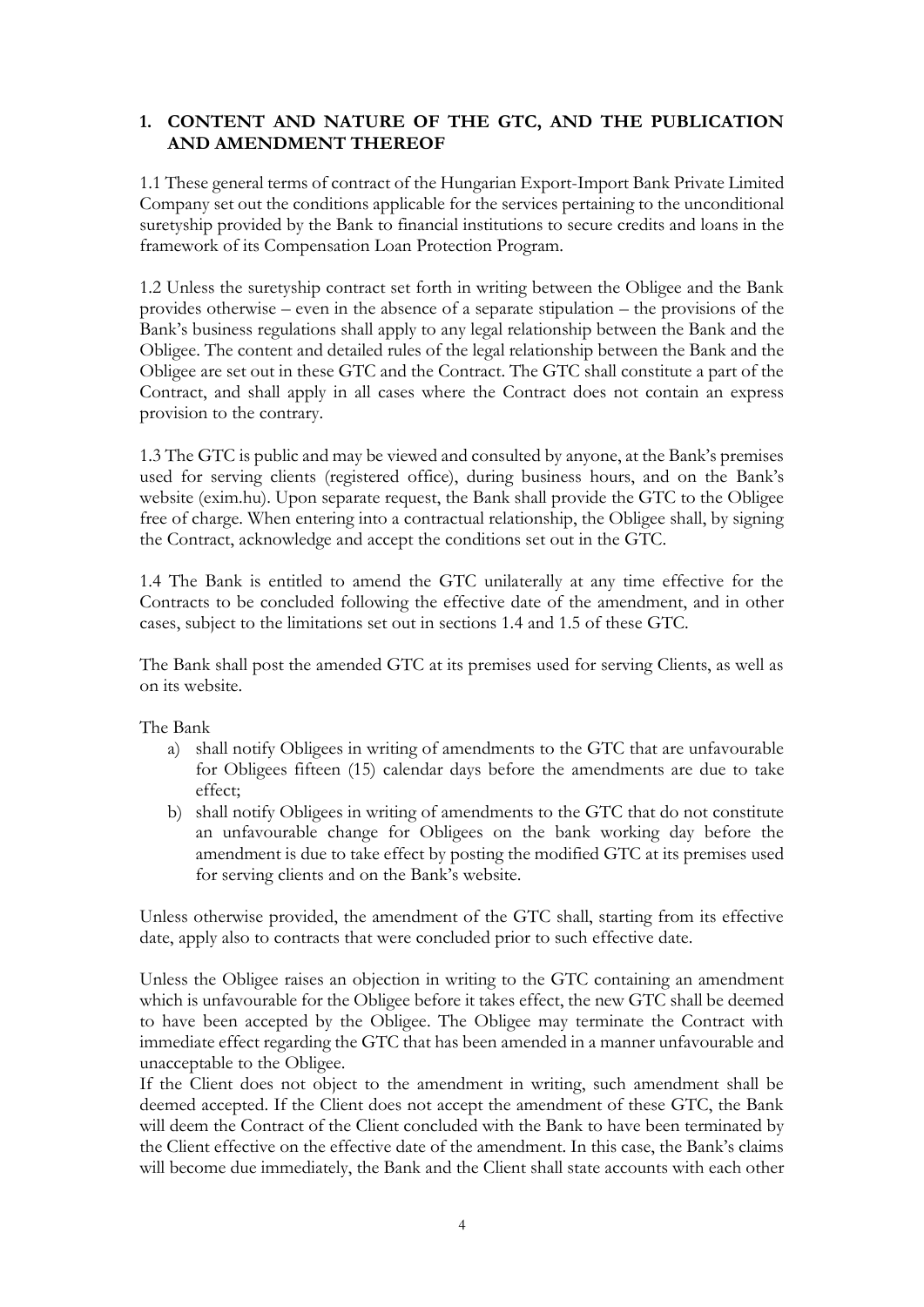## 1. CONTENT AND NATURE OF THE GTC, AND THE PUBLICATION AND AMENDMENT THEREOF

1.1 These general terms of contract of the Hungarian Export-Import Bank Private Limited Company set out the conditions applicable for the services pertaining to the unconditional suretyship provided by the Bank to financial institutions to secure credits and loans in the framework of its Compensation Loan Protection Program.

1.2 Unless the suretyship contract set forth in writing between the Obligee and the Bank provides otherwise – even in the absence of a separate stipulation – the provisions of the Bank's business regulations shall apply to any legal relationship between the Bank and the Obligee. The content and detailed rules of the legal relationship between the Bank and the Obligee are set out in these GTC and the Contract. The GTC shall constitute a part of the Contract, and shall apply in all cases where the Contract does not contain an express provision to the contrary.

1.3 The GTC is public and may be viewed and consulted by anyone, at the Bank's premises used for serving clients (registered office), during business hours, and on the Bank's website (exim.hu). Upon separate request, the Bank shall provide the GTC to the Obligee free of charge. When entering into a contractual relationship, the Obligee shall, by signing the Contract, acknowledge and accept the conditions set out in the GTC.

1.4 The Bank is entitled to amend the GTC unilaterally at any time effective for the Contracts to be concluded following the effective date of the amendment, and in other cases, subject to the limitations set out in sections 1.4 and 1.5 of these GTC.

The Bank shall post the amended GTC at its premises used for serving Clients, as well as on its website.

The Bank

a) shall notify Obligees in writing of amendments to the GTC that are unfavourable for Obligees fifteen (15) calendar days before the amendments are due to take effect;
b) shall notify Obligees in writing of amendments to the GTC that do not constitute an unfavourable change for Obligees on the bank working day before the amendment is due to take effect by posting the modified GTC at its premises used for serving clients and on the Bank's website.

Unless otherwise provided, the amendment of the GTC shall, starting from its effective date, apply also to contracts that were concluded prior to such effective date.

Unless the Obligee raises an objection in writing to the GTC containing an amendment which is unfavourable for the Obligee before it takes effect, the new GTC shall be deemed to have been accepted by the Obligee. The Obligee may terminate the Contract with immediate effect regarding the GTC that has been amended in a manner unfavourable and unacceptable to the Obligee.

If the Client does not object to the amendment in writing, such amendment shall be deemed accepted. If the Client does not accept the amendment of these GTC, the Bank will deem the Contract of the Client concluded with the Bank to have been terminated by the Client effective on the effective date of the amendment. In this case, the Bank's claims will become due immediately, the Bank and the Client shall state accounts with each other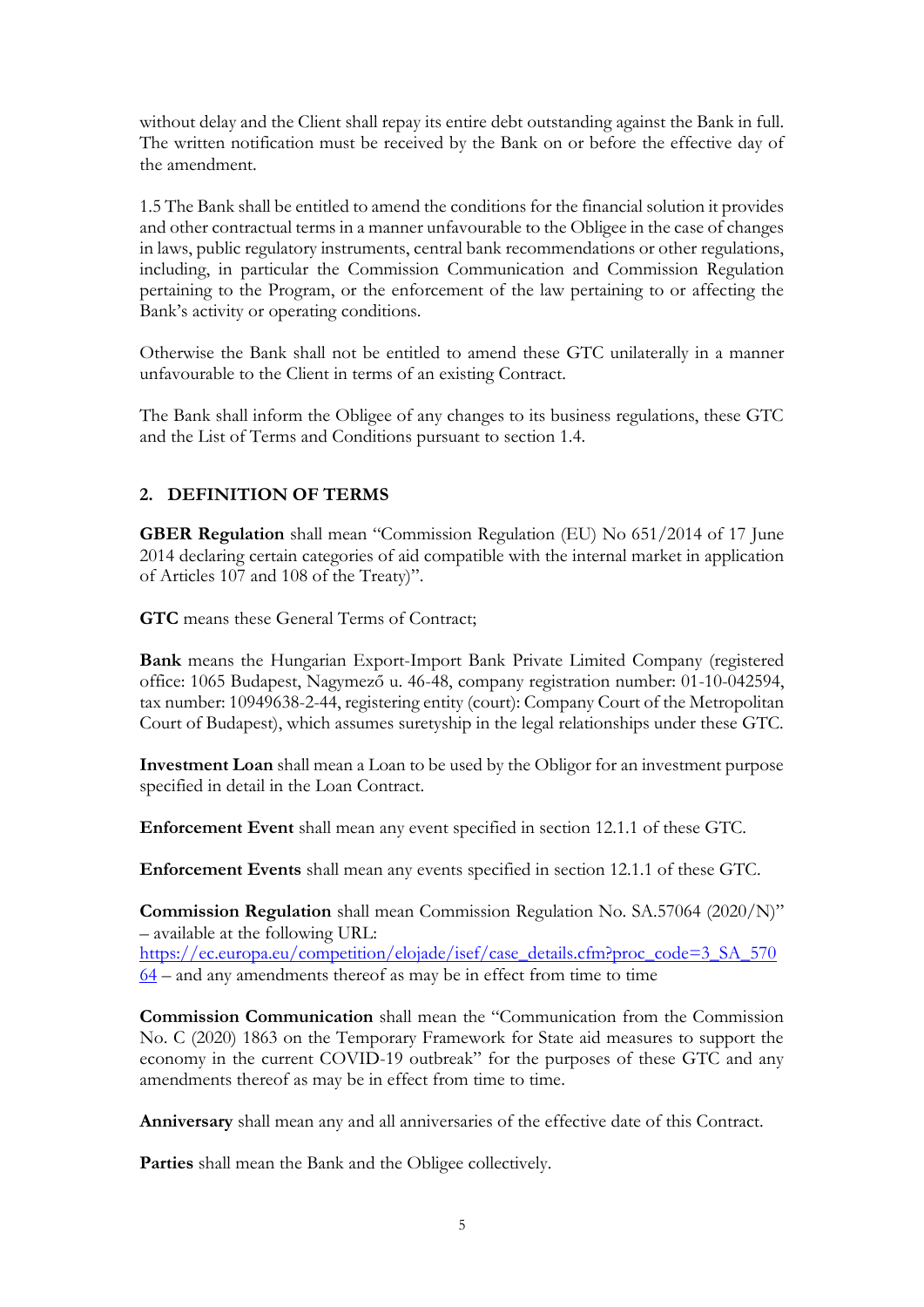without delay and the Client shall repay its entire debt outstanding against the Bank in full. The written notification must be received by the Bank on or before the effective day of the amendment.

1.5 The Bank shall be entitled to amend the conditions for the financial solution it provides and other contractual terms in a manner unfavourable to the Obligee in the case of changes in laws, public regulatory instruments, central bank recommendations or other regulations, including, in particular the Commission Communication and Commission Regulation pertaining to the Program, or the enforcement of the law pertaining to or affecting the Bank's activity or operating conditions.

Otherwise the Bank shall not be entitled to amend these GTC unilaterally in a manner unfavourable to the Client in terms of an existing Contract.

The Bank shall inform the Obligee of any changes to its business regulations, these GTC and the List of Terms and Conditions pursuant to section 1.4.

## 2. DEFINITION OF TERMS

**GBER Regulation** shall mean "Commission Regulation (EU) No 651/2014 of 17 June 2014 declaring certain categories of aid compatible with the internal market in application of Articles 107 and 108 of the Treaty)".

**GTC** means these General Terms of Contract;

**Bank** means the Hungarian Export-Import Bank Private Limited Company (registered office: 1065 Budapest, Nagymező u. 46-48, company registration number: 01-10-042594, tax number: 10949638-2-44, registering entity (court): Company Court of the Metropolitan Court of Budapest), which assumes suretyship in the legal relationships under these GTC.

**Investment Loan** shall mean a Loan to be used by the Obligor for an investment purpose specified in detail in the Loan Contract.

**Enforcement Event** shall mean any event specified in section 12.1.1 of these GTC.

**Enforcement Events** shall mean any events specified in section 12.1.1 of these GTC.

**Commission Regulation** shall mean Commission Regulation No. SA.57064 (2020/N)" – available at the following URL: https://ec.europa.eu/competition/elojade/isef/case_details.cfm?proc_code=3_SA_57064 – and any amendments thereof as may be in effect from time to time

**Commission Communication** shall mean the "Communication from the Commission No. C (2020) 1863 on the Temporary Framework for State aid measures to support the economy in the current COVID-19 outbreak" for the purposes of these GTC and any amendments thereof as may be in effect from time to time.

**Anniversary** shall mean any and all anniversaries of the effective date of this Contract.

**Parties** shall mean the Bank and the Obligee collectively.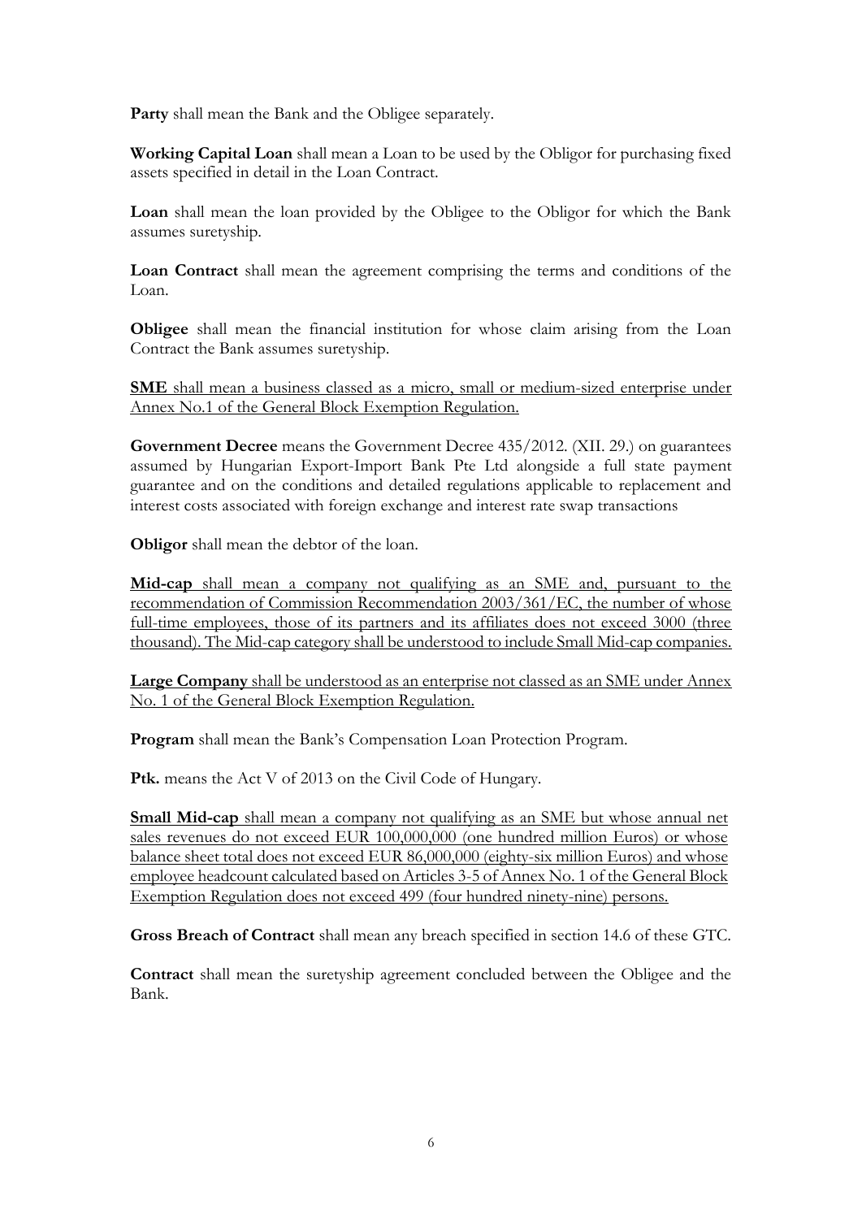**Party** shall mean the Bank and the Obligee separately.

**Working Capital Loan** shall mean a Loan to be used by the Obligor for purchasing fixed assets specified in detail in the Loan Contract.

**Loan** shall mean the loan provided by the Obligee to the Obligor for which the Bank assumes suretyship.

**Loan Contract** shall mean the agreement comprising the terms and conditions of the Loan.

**Obligee** shall mean the financial institution for whose claim arising from the Loan Contract the Bank assumes suretyship.

<u>**SME** shall mean a business classed as a micro, small or medium-sized enterprise under Annex No.1 of the General Block Exemption Regulation.</u>

**Government Decree** means the Government Decree 435/2012. (XII. 29.) on guarantees assumed by Hungarian Export-Import Bank Pte Ltd alongside a full state payment guarantee and on the conditions and detailed regulations applicable to replacement and interest costs associated with foreign exchange and interest rate swap transactions

**Obligor** shall mean the debtor of the loan.

<u>**Mid-cap** shall mean a company not qualifying as an SME and, pursuant to the recommendation of Commission Recommendation 2003/361/EC, the number of whose full-time employees, those of its partners and its affiliates does not exceed 3000 (three thousand). The Mid-cap category shall be understood to include Small Mid-cap companies.</u>

<u>**Large Company** shall be understood as an enterprise not classed as an SME under Annex No. 1 of the General Block Exemption Regulation.</u>

**Program** shall mean the Bank's Compensation Loan Protection Program.

**Ptk.** means the Act V of 2013 on the Civil Code of Hungary.

<u>**Small Mid-cap** shall mean a company not qualifying as an SME but whose annual net sales revenues do not exceed EUR 100,000,000 (one hundred million Euros) or whose balance sheet total does not exceed EUR 86,000,000 (eighty-six million Euros) and whose employee headcount calculated based on Articles 3-5 of Annex No. 1 of the General Block Exemption Regulation does not exceed 499 (four hundred ninety-nine) persons.</u>

**Gross Breach of Contract** shall mean any breach specified in section 14.6 of these GTC.

**Contract** shall mean the suretyship agreement concluded between the Obligee and the Bank.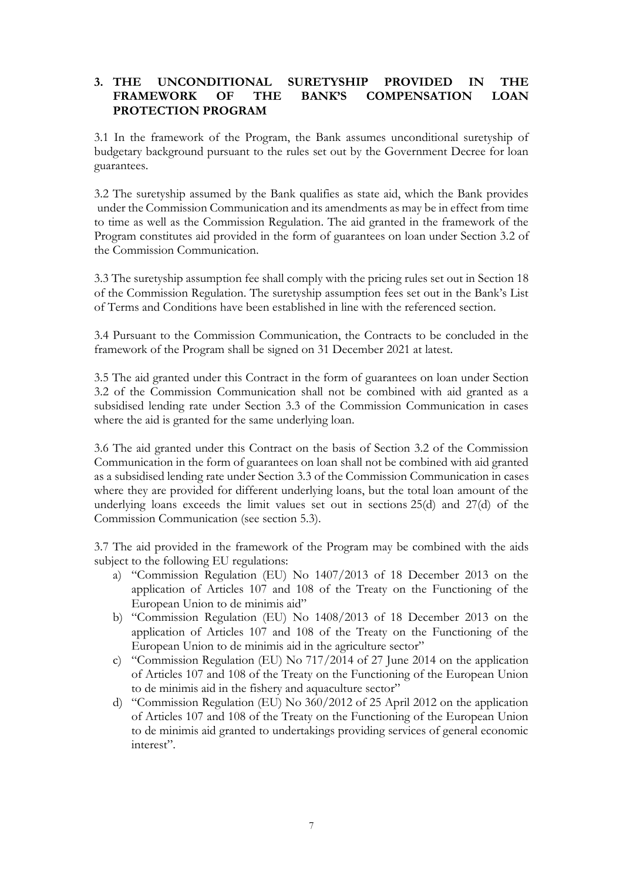## 3. THE UNCONDITIONAL SURETYSHIP PROVIDED IN THE FRAMEWORK OF THE BANK'S COMPENSATION LOAN PROTECTION PROGRAM

3.1 In the framework of the Program, the Bank assumes unconditional suretyship of budgetary background pursuant to the rules set out by the Government Decree for loan guarantees.

3.2 The suretyship assumed by the Bank qualifies as state aid, which the Bank provides under the Commission Communication and its amendments as may be in effect from time to time as well as the Commission Regulation. The aid granted in the framework of the Program constitutes aid provided in the form of guarantees on loan under Section 3.2 of the Commission Communication.

3.3 The suretyship assumption fee shall comply with the pricing rules set out in Section 18 of the Commission Regulation. The suretyship assumption fees set out in the Bank's List of Terms and Conditions have been established in line with the referenced section.

3.4 Pursuant to the Commission Communication, the Contracts to be concluded in the framework of the Program shall be signed on 31 December 2021 at latest.

3.5 The aid granted under this Contract in the form of guarantees on loan under Section 3.2 of the Commission Communication shall not be combined with aid granted as a subsidised lending rate under Section 3.3 of the Commission Communication in cases where the aid is granted for the same underlying loan.

3.6 The aid granted under this Contract on the basis of Section 3.2 of the Commission Communication in the form of guarantees on loan shall not be combined with aid granted as a subsidised lending rate under Section 3.3 of the Commission Communication in cases where they are provided for different underlying loans, but the total loan amount of the underlying loans exceeds the limit values set out in sections 25(d) and 27(d) of the Commission Communication (see section 5.3).

3.7 The aid provided in the framework of the Program may be combined with the aids subject to the following EU regulations:

a) "Commission Regulation (EU) No 1407/2013 of 18 December 2013 on the application of Articles 107 and 108 of the Treaty on the Functioning of the European Union to de minimis aid"
b) "Commission Regulation (EU) No 1408/2013 of 18 December 2013 on the application of Articles 107 and 108 of the Treaty on the Functioning of the European Union to de minimis aid in the agriculture sector"
c) "Commission Regulation (EU) No 717/2014 of 27 June 2014 on the application of Articles 107 and 108 of the Treaty on the Functioning of the European Union to de minimis aid in the fishery and aquaculture sector"
d) "Commission Regulation (EU) No 360/2012 of 25 April 2012 on the application of Articles 107 and 108 of the Treaty on the Functioning of the European Union to de minimis aid granted to undertakings providing services of general economic interest".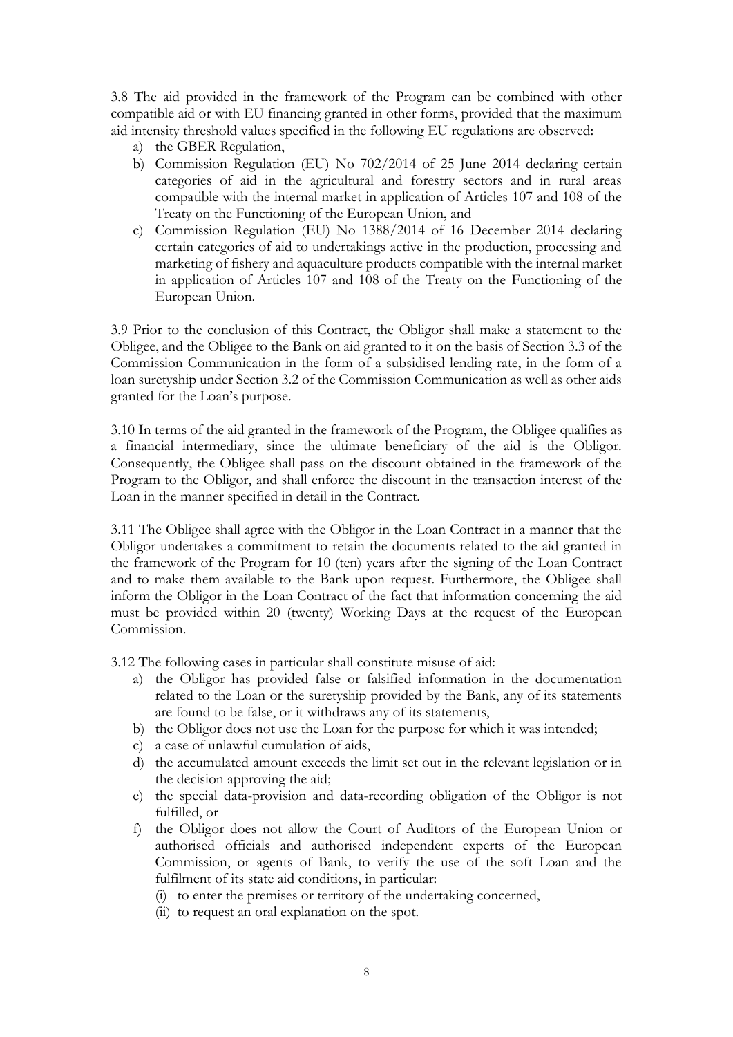3.8 The aid provided in the framework of the Program can be combined with other compatible aid or with EU financing granted in other forms, provided that the maximum aid intensity threshold values specified in the following EU regulations are observed:

a) the GBER Regulation,
b) Commission Regulation (EU) No 702/2014 of 25 June 2014 declaring certain categories of aid in the agricultural and forestry sectors and in rural areas compatible with the internal market in application of Articles 107 and 108 of the Treaty on the Functioning of the European Union, and
c) Commission Regulation (EU) No 1388/2014 of 16 December 2014 declaring certain categories of aid to undertakings active in the production, processing and marketing of fishery and aquaculture products compatible with the internal market in application of Articles 107 and 108 of the Treaty on the Functioning of the European Union.

3.9 Prior to the conclusion of this Contract, the Obligor shall make a statement to the Obligee, and the Obligee to the Bank on aid granted to it on the basis of Section 3.3 of the Commission Communication in the form of a subsidised lending rate, in the form of a loan suretyship under Section 3.2 of the Commission Communication as well as other aids granted for the Loan's purpose.

3.10 In terms of the aid granted in the framework of the Program, the Obligee qualifies as a financial intermediary, since the ultimate beneficiary of the aid is the Obligor. Consequently, the Obligee shall pass on the discount obtained in the framework of the Program to the Obligor, and shall enforce the discount in the transaction interest of the Loan in the manner specified in detail in the Contract.

3.11 The Obligee shall agree with the Obligor in the Loan Contract in a manner that the Obligor undertakes a commitment to retain the documents related to the aid granted in the framework of the Program for 10 (ten) years after the signing of the Loan Contract and to make them available to the Bank upon request. Furthermore, the Obligee shall inform the Obligor in the Loan Contract of the fact that information concerning the aid must be provided within 20 (twenty) Working Days at the request of the European Commission.

3.12 The following cases in particular shall constitute misuse of aid:

a) the Obligor has provided false or falsified information in the documentation related to the Loan or the suretyship provided by the Bank, any of its statements are found to be false, or it withdraws any of its statements,
b) the Obligor does not use the Loan for the purpose for which it was intended;
c) a case of unlawful cumulation of aids,
d) the accumulated amount exceeds the limit set out in the relevant legislation or in the decision approving the aid;
e) the special data-provision and data-recording obligation of the Obligor is not fulfilled, or
f) the Obligor does not allow the Court of Auditors of the European Union or authorised officials and authorised independent experts of the European Commission, or agents of Bank, to verify the use of the soft Loan and the fulfilment of its state aid conditions, in particular:
   (i) to enter the premises or territory of the undertaking concerned,
   (ii) to request an oral explanation on the spot.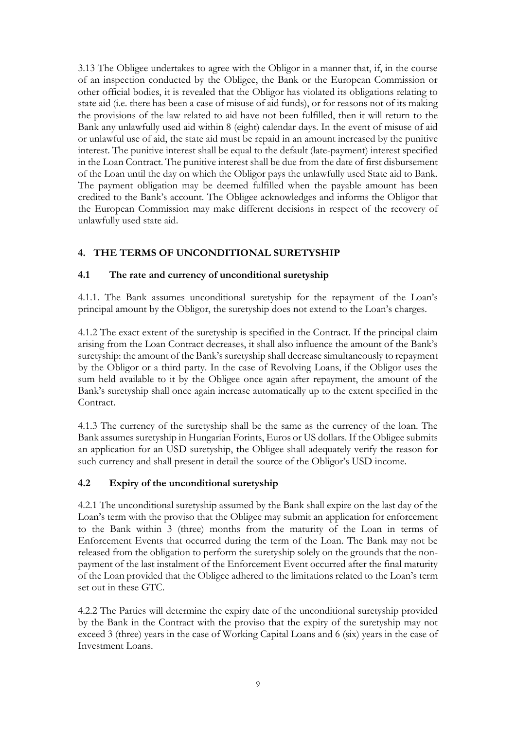3.13 The Obligee undertakes to agree with the Obligor in a manner that, if, in the course of an inspection conducted by the Obligee, the Bank or the European Commission or other official bodies, it is revealed that the Obligor has violated its obligations relating to state aid (i.e. there has been a case of misuse of aid funds), or for reasons not of its making the provisions of the law related to aid have not been fulfilled, then it will return to the Bank any unlawfully used aid within 8 (eight) calendar days. In the event of misuse of aid or unlawful use of aid, the state aid must be repaid in an amount increased by the punitive interest. The punitive interest shall be equal to the default (late-payment) interest specified in the Loan Contract. The punitive interest shall be due from the date of first disbursement of the Loan until the day on which the Obligor pays the unlawfully used State aid to Bank. The payment obligation may be deemed fulfilled when the payable amount has been credited to the Bank's account. The Obligee acknowledges and informs the Obligor that the European Commission may make different decisions in respect of the recovery of unlawfully used state aid.

## 4. THE TERMS OF UNCONDITIONAL SURETYSHIP

### 4.1 The rate and currency of unconditional suretyship

4.1.1. The Bank assumes unconditional suretyship for the repayment of the Loan's principal amount by the Obligor, the suretyship does not extend to the Loan's charges.

4.1.2 The exact extent of the suretyship is specified in the Contract. If the principal claim arising from the Loan Contract decreases, it shall also influence the amount of the Bank's suretyship: the amount of the Bank's suretyship shall decrease simultaneously to repayment by the Obligor or a third party. In the case of Revolving Loans, if the Obligor uses the sum held available to it by the Obligee once again after repayment, the amount of the Bank's suretyship shall once again increase automatically up to the extent specified in the Contract.

4.1.3 The currency of the suretyship shall be the same as the currency of the loan. The Bank assumes suretyship in Hungarian Forints, Euros or US dollars. If the Obligee submits an application for an USD suretyship, the Obligee shall adequately verify the reason for such currency and shall present in detail the source of the Obligor's USD income.

### 4.2 Expiry of the unconditional suretyship

4.2.1 The unconditional suretyship assumed by the Bank shall expire on the last day of the Loan's term with the proviso that the Obligee may submit an application for enforcement to the Bank within 3 (three) months from the maturity of the Loan in terms of Enforcement Events that occurred during the term of the Loan. The Bank may not be released from the obligation to perform the suretyship solely on the grounds that the non-payment of the last instalment of the Enforcement Event occurred after the final maturity of the Loan provided that the Obligee adhered to the limitations related to the Loan's term set out in these GTC.

4.2.2 The Parties will determine the expiry date of the unconditional suretyship provided by the Bank in the Contract with the proviso that the expiry of the suretyship may not exceed 3 (three) years in the case of Working Capital Loans and 6 (six) years in the case of Investment Loans.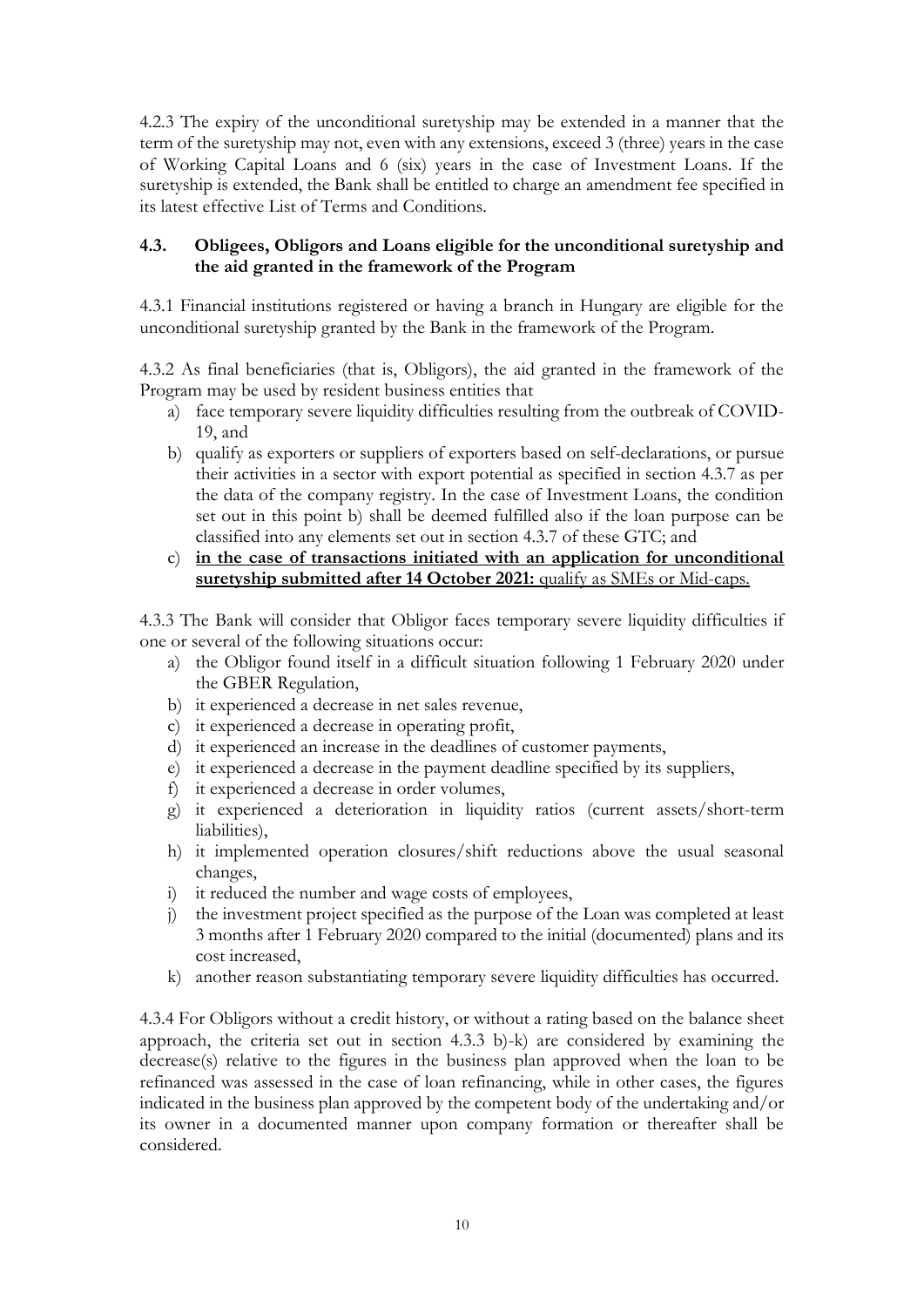4.2.3 The expiry of the unconditional suretyship may be extended in a manner that the term of the suretyship may not, even with any extensions, exceed 3 (three) years in the case of Working Capital Loans and 6 (six) years in the case of Investment Loans. If the suretyship is extended, the Bank shall be entitled to charge an amendment fee specified in its latest effective List of Terms and Conditions.

### 4.3. Obligees, Obligors and Loans eligible for the unconditional suretyship and the aid granted in the framework of the Program

4.3.1 Financial institutions registered or having a branch in Hungary are eligible for the unconditional suretyship granted by the Bank in the framework of the Program.

4.3.2 As final beneficiaries (that is, Obligors), the aid granted in the framework of the Program may be used by resident business entities that

a) face temporary severe liquidity difficulties resulting from the outbreak of COVID-19, and
b) qualify as exporters or suppliers of exporters based on self-declarations, or pursue their activities in a sector with export potential as specified in section 4.3.7 as per the data of the company registry. In the case of Investment Loans, the condition set out in this point b) shall be deemed fulfilled also if the loan purpose can be classified into any elements set out in section 4.3.7 of these GTC; and
c) <u>**in the case of transactions initiated with an application for unconditional suretyship submitted after 14 October 2021:** qualify as SMEs or Mid-caps.</u>

4.3.3 The Bank will consider that Obligor faces temporary severe liquidity difficulties if one or several of the following situations occur:

a) the Obligor found itself in a difficult situation following 1 February 2020 under the GBER Regulation,
b) it experienced a decrease in net sales revenue,
c) it experienced a decrease in operating profit,
d) it experienced an increase in the deadlines of customer payments,
e) it experienced a decrease in the payment deadline specified by its suppliers,
f) it experienced a decrease in order volumes,
g) it experienced a deterioration in liquidity ratios (current assets/short-term liabilities),
h) it implemented operation closures/shift reductions above the usual seasonal changes,
i) it reduced the number and wage costs of employees,
j) the investment project specified as the purpose of the Loan was completed at least 3 months after 1 February 2020 compared to the initial (documented) plans and its cost increased,
k) another reason substantiating temporary severe liquidity difficulties has occurred.

4.3.4 For Obligors without a credit history, or without a rating based on the balance sheet approach, the criteria set out in section 4.3.3 b)-k) are considered by examining the decrease(s) relative to the figures in the business plan approved when the loan to be refinanced was assessed in the case of loan refinancing, while in other cases, the figures indicated in the business plan approved by the competent body of the undertaking and/or its owner in a documented manner upon company formation or thereafter shall be considered.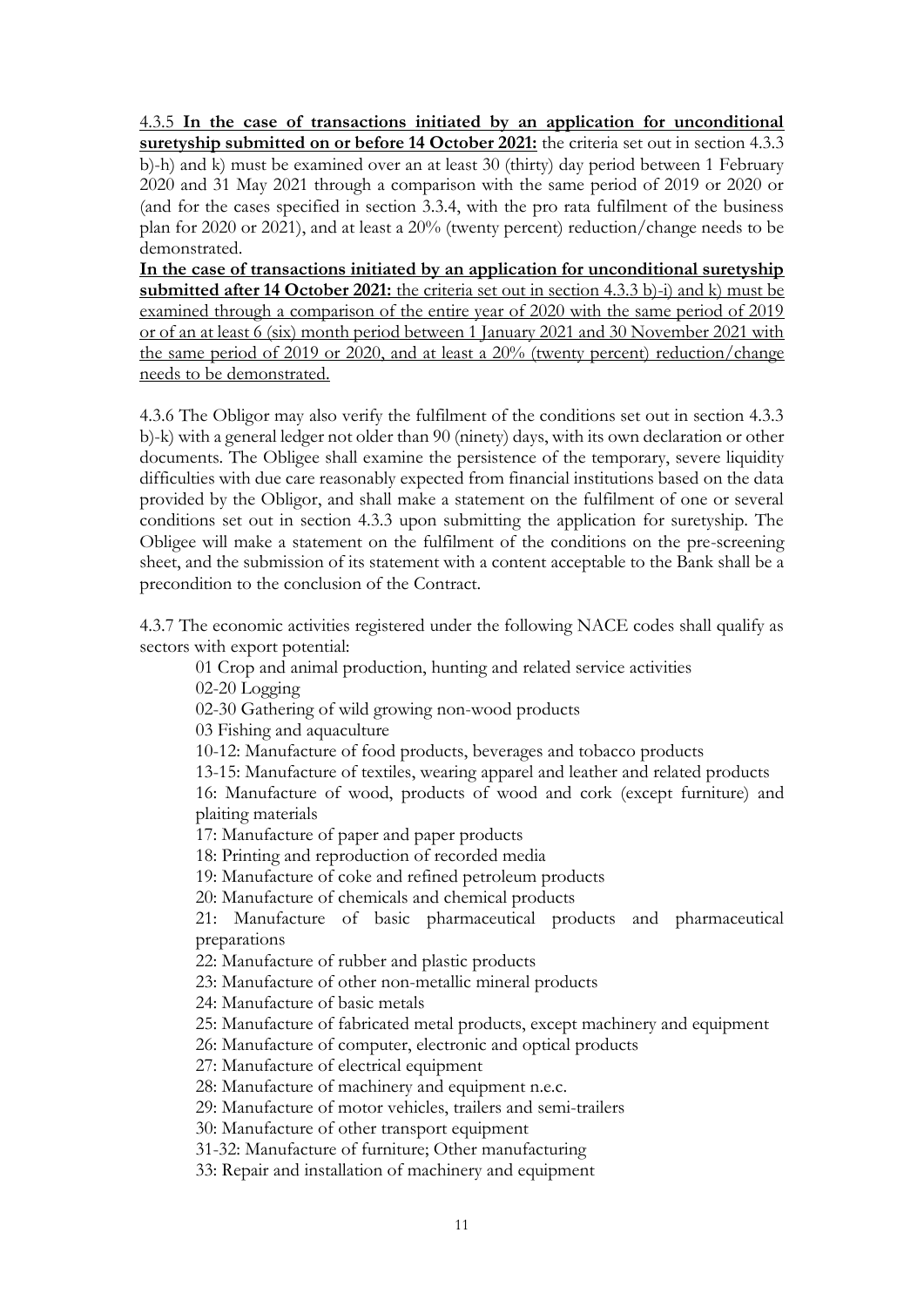4.3.5 **In the case of transactions initiated by an application for unconditional suretyship submitted on or before 14 October 2021:** the criteria set out in section 4.3.3 b)-h) and k) must be examined over an at least 30 (thirty) day period between 1 February 2020 and 31 May 2021 through a comparison with the same period of 2019 or 2020 or (and for the cases specified in section 3.3.4, with the pro rata fulfilment of the business plan for 2020 or 2021), and at least a 20% (twenty percent) reduction/change needs to be demonstrated.

**In the case of transactions initiated by an application for unconditional suretyship submitted after 14 October 2021:** the criteria set out in section 4.3.3 b)-i) and k) must be examined through a comparison of the entire year of 2020 with the same period of 2019 or of an at least 6 (six) month period between 1 January 2021 and 30 November 2021 with the same period of 2019 or 2020, and at least a 20% (twenty percent) reduction/change needs to be demonstrated.

4.3.6 The Obligor may also verify the fulfilment of the conditions set out in section 4.3.3 b)-k) with a general ledger not older than 90 (ninety) days, with its own declaration or other documents. The Obligee shall examine the persistence of the temporary, severe liquidity difficulties with due care reasonably expected from financial institutions based on the data provided by the Obligor, and shall make a statement on the fulfilment of one or several conditions set out in section 4.3.3 upon submitting the application for suretyship. The Obligee will make a statement on the fulfilment of the conditions on the pre-screening sheet, and the submission of its statement with a content acceptable to the Bank shall be a precondition to the conclusion of the Contract.

4.3.7 The economic activities registered under the following NACE codes shall qualify as sectors with export potential:

- 01 Crop and animal production, hunting and related service activities
- 02-20 Logging
- 02-30 Gathering of wild growing non-wood products
- 03 Fishing and aquaculture
- 10-12: Manufacture of food products, beverages and tobacco products
- 13-15: Manufacture of textiles, wearing apparel and leather and related products
- 16: Manufacture of wood, products of wood and cork (except furniture) and plaiting materials
- 17: Manufacture of paper and paper products
- 18: Printing and reproduction of recorded media
- 19: Manufacture of coke and refined petroleum products
- 20: Manufacture of chemicals and chemical products
- 21: Manufacture of basic pharmaceutical products and pharmaceutical preparations
- 22: Manufacture of rubber and plastic products
- 23: Manufacture of other non-metallic mineral products
- 24: Manufacture of basic metals
- 25: Manufacture of fabricated metal products, except machinery and equipment
- 26: Manufacture of computer, electronic and optical products
- 27: Manufacture of electrical equipment
- 28: Manufacture of machinery and equipment n.e.c.
- 29: Manufacture of motor vehicles, trailers and semi-trailers
- 30: Manufacture of other transport equipment
- 31-32: Manufacture of furniture; Other manufacturing
- 33: Repair and installation of machinery and equipment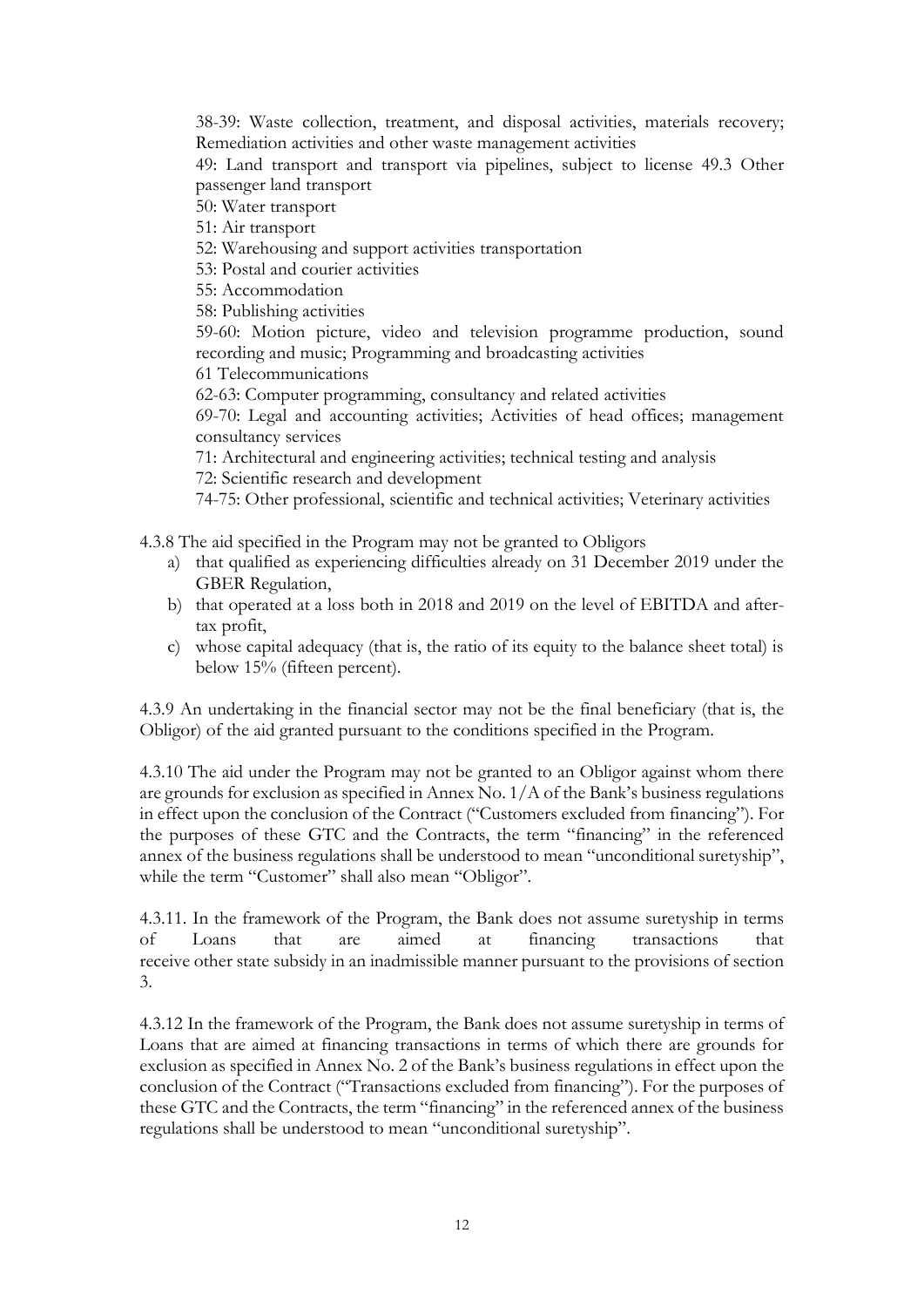38-39: Waste collection, treatment, and disposal activities, materials recovery; Remediation activities and other waste management activities

49: Land transport and transport via pipelines, subject to license 49.3 Other passenger land transport

50: Water transport

51: Air transport

52: Warehousing and support activities transportation

53: Postal and courier activities

55: Accommodation

58: Publishing activities

59-60: Motion picture, video and television programme production, sound recording and music; Programming and broadcasting activities

61 Telecommunications

62-63: Computer programming, consultancy and related activities

69-70: Legal and accounting activities; Activities of head offices; management consultancy services

71: Architectural and engineering activities; technical testing and analysis

72: Scientific research and development

74-75: Other professional, scientific and technical activities; Veterinary activities

4.3.8 The aid specified in the Program may not be granted to Obligors

a) that qualified as experiencing difficulties already on 31 December 2019 under the GBER Regulation,
b) that operated at a loss both in 2018 and 2019 on the level of EBITDA and after-tax profit,
c) whose capital adequacy (that is, the ratio of its equity to the balance sheet total) is below 15% (fifteen percent).

4.3.9 An undertaking in the financial sector may not be the final beneficiary (that is, the Obligor) of the aid granted pursuant to the conditions specified in the Program.

4.3.10 The aid under the Program may not be granted to an Obligor against whom there are grounds for exclusion as specified in Annex No. 1/A of the Bank's business regulations in effect upon the conclusion of the Contract ("Customers excluded from financing"). For the purposes of these GTC and the Contracts, the term "financing" in the referenced annex of the business regulations shall be understood to mean "unconditional suretyship", while the term "Customer" shall also mean "Obligor".

4.3.11. In the framework of the Program, the Bank does not assume suretyship in terms of Loans that are aimed at financing transactions that receive other state subsidy in an inadmissible manner pursuant to the provisions of section 3.

4.3.12 In the framework of the Program, the Bank does not assume suretyship in terms of Loans that are aimed at financing transactions in terms of which there are grounds for exclusion as specified in Annex No. 2 of the Bank's business regulations in effect upon the conclusion of the Contract ("Transactions excluded from financing"). For the purposes of these GTC and the Contracts, the term "financing" in the referenced annex of the business regulations shall be understood to mean "unconditional suretyship".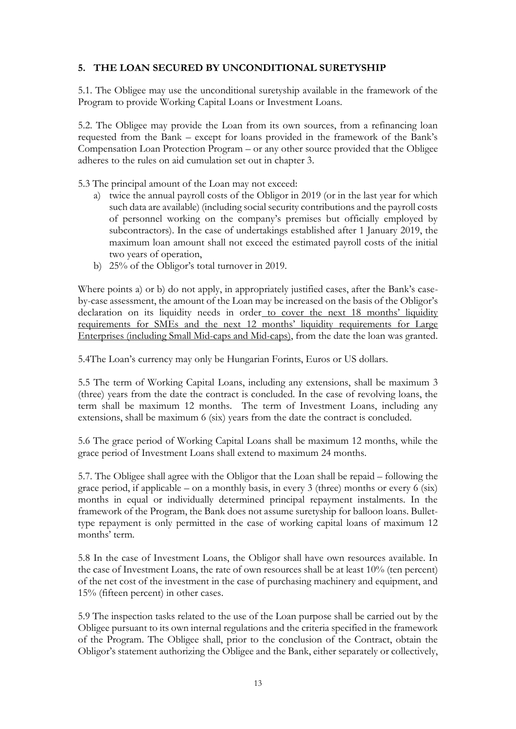## 5. THE LOAN SECURED BY UNCONDITIONAL SURETYSHIP

5.1. The Obligee may use the unconditional suretyship available in the framework of the Program to provide Working Capital Loans or Investment Loans.

5.2. The Obligee may provide the Loan from its own sources, from a refinancing loan requested from the Bank – except for loans provided in the framework of the Bank's Compensation Loan Protection Program – or any other source provided that the Obligee adheres to the rules on aid cumulation set out in chapter 3.

5.3 The principal amount of the Loan may not exceed:

a) twice the annual payroll costs of the Obligor in 2019 (or in the last year for which such data are available) (including social security contributions and the payroll costs of personnel working on the company's premises but officially employed by subcontractors). In the case of undertakings established after 1 January 2019, the maximum loan amount shall not exceed the estimated payroll costs of the initial two years of operation,
b) 25% of the Obligor's total turnover in 2019.

Where points a) or b) do not apply, in appropriately justified cases, after the Bank's case-by-case assessment, the amount of the Loan may be increased on the basis of the Obligor's declaration on its liquidity needs in order to cover the next 18 months' liquidity requirements for SMEs and the next 12 months' liquidity requirements for Large Enterprises (including Small Mid-caps and Mid-caps), from the date the loan was granted.

5.4The Loan's currency may only be Hungarian Forints, Euros or US dollars.

5.5 The term of Working Capital Loans, including any extensions, shall be maximum 3 (three) years from the date the contract is concluded. In the case of revolving loans, the term shall be maximum 12 months. The term of Investment Loans, including any extensions, shall be maximum 6 (six) years from the date the contract is concluded.

5.6 The grace period of Working Capital Loans shall be maximum 12 months, while the grace period of Investment Loans shall extend to maximum 24 months.

5.7. The Obligee shall agree with the Obligor that the Loan shall be repaid – following the grace period, if applicable – on a monthly basis, in every 3 (three) months or every 6 (six) months in equal or individually determined principal repayment instalments. In the framework of the Program, the Bank does not assume suretyship for balloon loans. Bullet-type repayment is only permitted in the case of working capital loans of maximum 12 months' term.

5.8 In the case of Investment Loans, the Obligor shall have own resources available. In the case of Investment Loans, the rate of own resources shall be at least 10% (ten percent) of the net cost of the investment in the case of purchasing machinery and equipment, and 15% (fifteen percent) in other cases.

5.9 The inspection tasks related to the use of the Loan purpose shall be carried out by the Obligee pursuant to its own internal regulations and the criteria specified in the framework of the Program. The Obligee shall, prior to the conclusion of the Contract, obtain the Obligor's statement authorizing the Obligee and the Bank, either separately or collectively,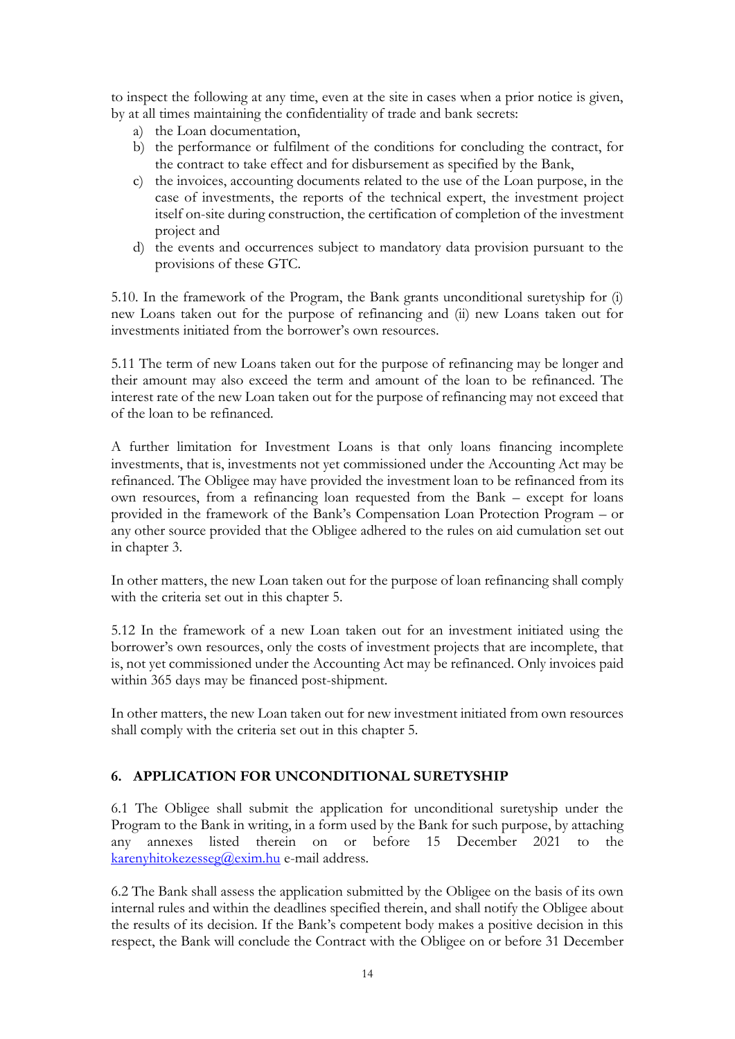to inspect the following at any time, even at the site in cases when a prior notice is given, by at all times maintaining the confidentiality of trade and bank secrets:

a) the Loan documentation,
b) the performance or fulfilment of the conditions for concluding the contract, for the contract to take effect and for disbursement as specified by the Bank,
c) the invoices, accounting documents related to the use of the Loan purpose, in the case of investments, the reports of the technical expert, the investment project itself on-site during construction, the certification of completion of the investment project and
d) the events and occurrences subject to mandatory data provision pursuant to the provisions of these GTC.

5.10. In the framework of the Program, the Bank grants unconditional suretyship for (i) new Loans taken out for the purpose of refinancing and (ii) new Loans taken out for investments initiated from the borrower's own resources.

5.11 The term of new Loans taken out for the purpose of refinancing may be longer and their amount may also exceed the term and amount of the loan to be refinanced. The interest rate of the new Loan taken out for the purpose of refinancing may not exceed that of the loan to be refinanced.

A further limitation for Investment Loans is that only loans financing incomplete investments, that is, investments not yet commissioned under the Accounting Act may be refinanced. The Obligee may have provided the investment loan to be refinanced from its own resources, from a refinancing loan requested from the Bank – except for loans provided in the framework of the Bank's Compensation Loan Protection Program – or any other source provided that the Obligee adhered to the rules on aid cumulation set out in chapter 3.

In other matters, the new Loan taken out for the purpose of loan refinancing shall comply with the criteria set out in this chapter 5.

5.12 In the framework of a new Loan taken out for an investment initiated using the borrower's own resources, only the costs of investment projects that are incomplete, that is, not yet commissioned under the Accounting Act may be refinanced. Only invoices paid within 365 days may be financed post-shipment.

In other matters, the new Loan taken out for new investment initiated from own resources shall comply with the criteria set out in this chapter 5.

## 6. APPLICATION FOR UNCONDITIONAL SURETYSHIP

6.1 The Obligee shall submit the application for unconditional suretyship under the Program to the Bank in writing, in a form used by the Bank for such purpose, by attaching any annexes listed therein on or before 15 December 2021 to the karenyhitokezesseg@exim.hu e-mail address.

6.2 The Bank shall assess the application submitted by the Obligee on the basis of its own internal rules and within the deadlines specified therein, and shall notify the Obligee about the results of its decision. If the Bank's competent body makes a positive decision in this respect, the Bank will conclude the Contract with the Obligee on or before 31 December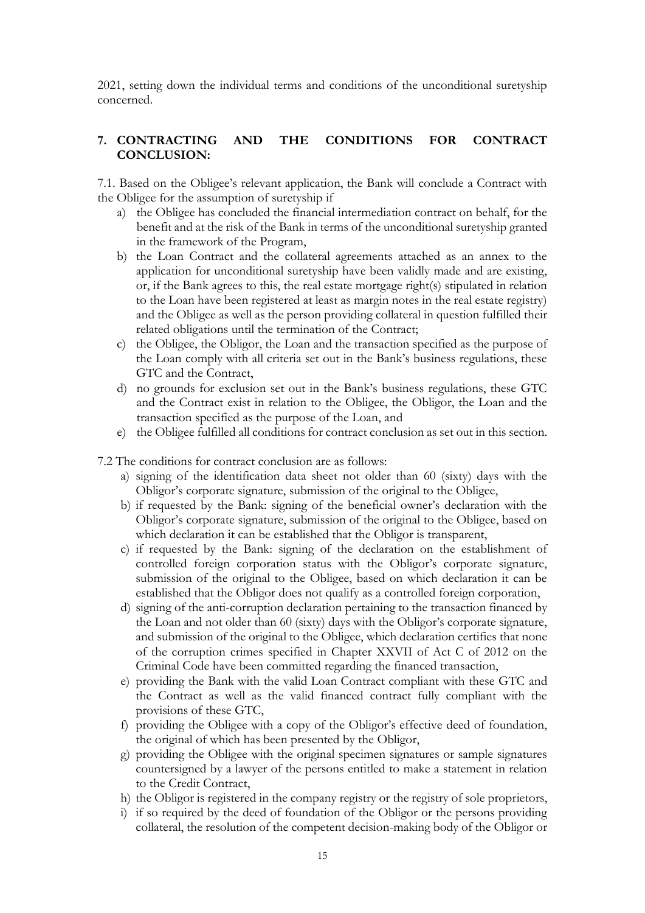2021, setting down the individual terms and conditions of the unconditional suretyship concerned.

## 7. CONTRACTING AND THE CONDITIONS FOR CONTRACT CONCLUSION:

7.1. Based on the Obligee's relevant application, the Bank will conclude a Contract with the Obligee for the assumption of suretyship if

a) the Obligee has concluded the financial intermediation contract on behalf, for the benefit and at the risk of the Bank in terms of the unconditional suretyship granted in the framework of the Program,
b) the Loan Contract and the collateral agreements attached as an annex to the application for unconditional suretyship have been validly made and are existing, or, if the Bank agrees to this, the real estate mortgage right(s) stipulated in relation to the Loan have been registered at least as margin notes in the real estate registry) and the Obligee as well as the person providing collateral in question fulfilled their related obligations until the termination of the Contract;
c) the Obligee, the Obligor, the Loan and the transaction specified as the purpose of the Loan comply with all criteria set out in the Bank's business regulations, these GTC and the Contract,
d) no grounds for exclusion set out in the Bank's business regulations, these GTC and the Contract exist in relation to the Obligee, the Obligor, the Loan and the transaction specified as the purpose of the Loan, and
e) the Obligee fulfilled all conditions for contract conclusion as set out in this section.

7.2 The conditions for contract conclusion are as follows:

a) signing of the identification data sheet not older than 60 (sixty) days with the Obligor's corporate signature, submission of the original to the Obligee,
b) if requested by the Bank: signing of the beneficial owner's declaration with the Obligor's corporate signature, submission of the original to the Obligee, based on which declaration it can be established that the Obligor is transparent,
c) if requested by the Bank: signing of the declaration on the establishment of controlled foreign corporation status with the Obligor's corporate signature, submission of the original to the Obligee, based on which declaration it can be established that the Obligor does not qualify as a controlled foreign corporation,
d) signing of the anti-corruption declaration pertaining to the transaction financed by the Loan and not older than 60 (sixty) days with the Obligor's corporate signature, and submission of the original to the Obligee, which declaration certifies that none of the corruption crimes specified in Chapter XXVII of Act C of 2012 on the Criminal Code have been committed regarding the financed transaction,
e) providing the Bank with the valid Loan Contract compliant with these GTC and the Contract as well as the valid financed contract fully compliant with the provisions of these GTC,
f) providing the Obligee with a copy of the Obligor's effective deed of foundation, the original of which has been presented by the Obligor,
g) providing the Obligee with the original specimen signatures or sample signatures countersigned by a lawyer of the persons entitled to make a statement in relation to the Credit Contract,
h) the Obligor is registered in the company registry or the registry of sole proprietors,
i) if so required by the deed of foundation of the Obligor or the persons providing collateral, the resolution of the competent decision-making body of the Obligor or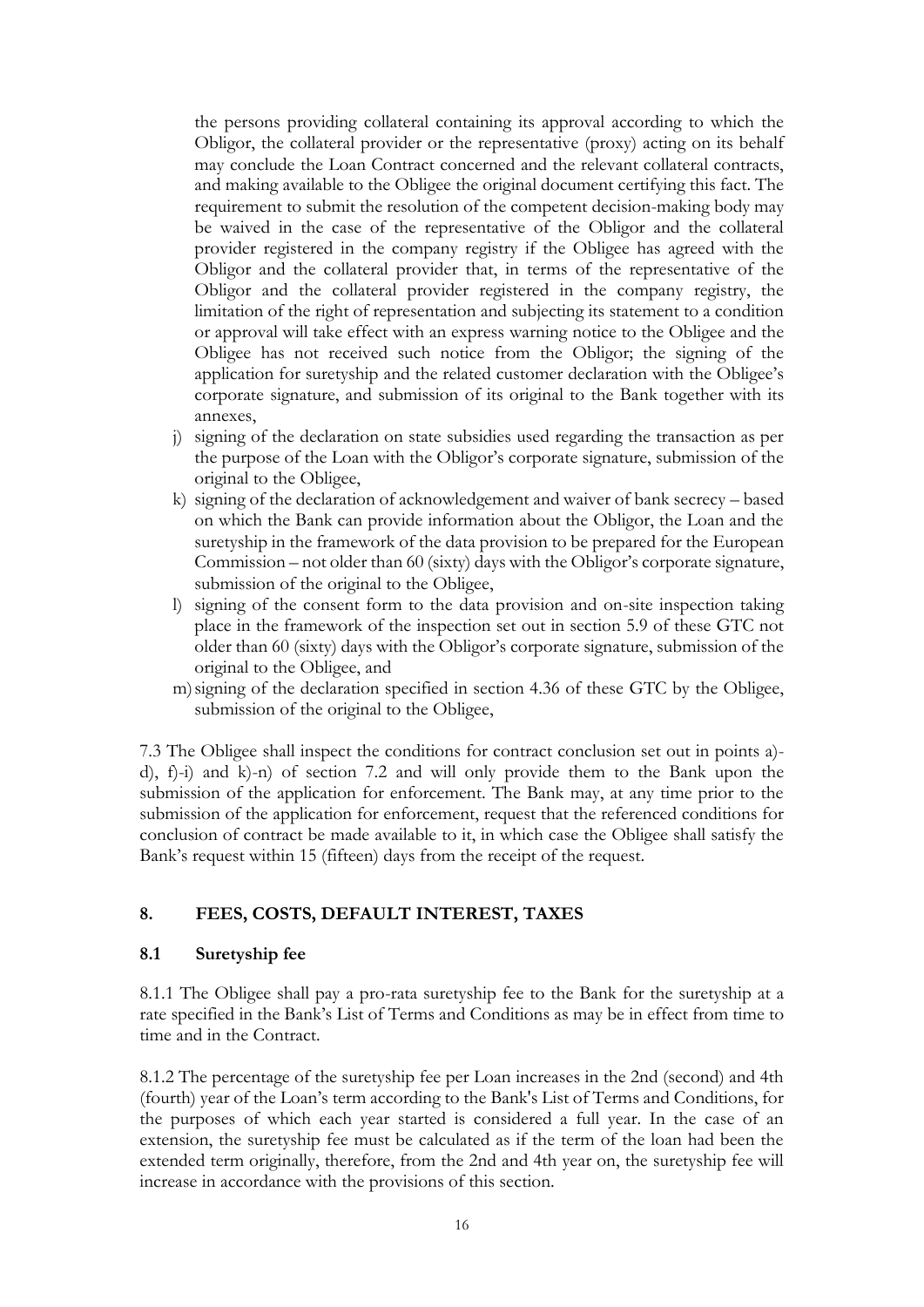the persons providing collateral containing its approval according to which the Obligor, the collateral provider or the representative (proxy) acting on its behalf may conclude the Loan Contract concerned and the relevant collateral contracts, and making available to the Obligee the original document certifying this fact. The requirement to submit the resolution of the competent decision-making body may be waived in the case of the representative of the Obligor and the collateral provider registered in the company registry if the Obligee has agreed with the Obligor and the collateral provider that, in terms of the representative of the Obligor and the collateral provider registered in the company registry, the limitation of the right of representation and subjecting its statement to a condition or approval will take effect with an express warning notice to the Obligee and the Obligee has not received such notice from the Obligor; the signing of the application for suretyship and the related customer declaration with the Obligee's corporate signature, and submission of its original to the Bank together with its annexes,

j) signing of the declaration on state subsidies used regarding the transaction as per the purpose of the Loan with the Obligor's corporate signature, submission of the original to the Obligee,

k) signing of the declaration of acknowledgement and waiver of bank secrecy – based on which the Bank can provide information about the Obligor, the Loan and the suretyship in the framework of the data provision to be prepared for the European Commission – not older than 60 (sixty) days with the Obligor's corporate signature, submission of the original to the Obligee,

l) signing of the consent form to the data provision and on-site inspection taking place in the framework of the inspection set out in section 5.9 of these GTC not older than 60 (sixty) days with the Obligor's corporate signature, submission of the original to the Obligee, and

m) signing of the declaration specified in section 4.36 of these GTC by the Obligee, submission of the original to the Obligee,

7.3 The Obligee shall inspect the conditions for contract conclusion set out in points a)-d), f)-i) and k)-n) of section 7.2 and will only provide them to the Bank upon the submission of the application for enforcement. The Bank may, at any time prior to the submission of the application for enforcement, request that the referenced conditions for conclusion of contract be made available to it, in which case the Obligee shall satisfy the Bank's request within 15 (fifteen) days from the receipt of the request.

## 8. FEES, COSTS, DEFAULT INTEREST, TAXES

### 8.1 Suretyship fee

8.1.1 The Obligee shall pay a pro-rata suretyship fee to the Bank for the suretyship at a rate specified in the Bank's List of Terms and Conditions as may be in effect from time to time and in the Contract.

8.1.2 The percentage of the suretyship fee per Loan increases in the 2nd (second) and 4th (fourth) year of the Loan's term according to the Bank's List of Terms and Conditions, for the purposes of which each year started is considered a full year. In the case of an extension, the suretyship fee must be calculated as if the term of the loan had been the extended term originally, therefore, from the 2nd and 4th year on, the suretyship fee will increase in accordance with the provisions of this section.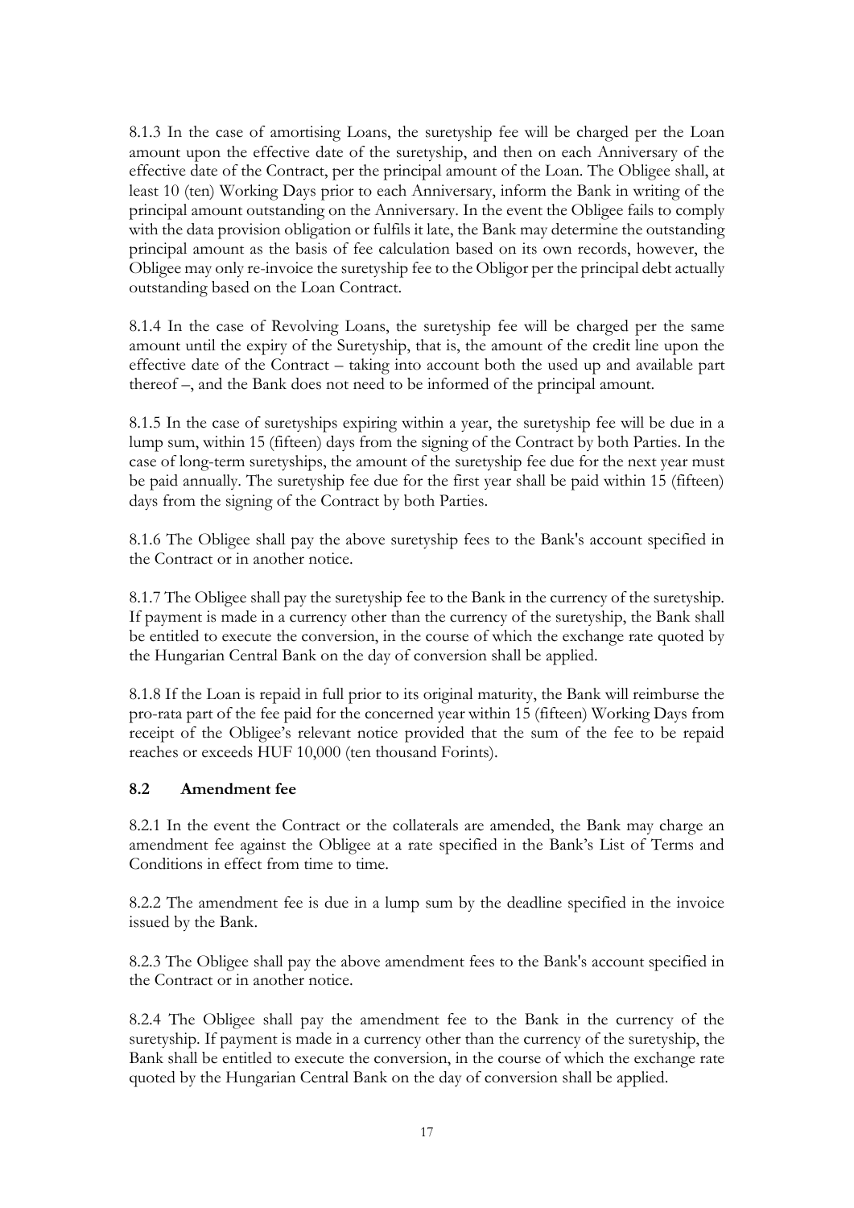8.1.3 In the case of amortising Loans, the suretyship fee will be charged per the Loan amount upon the effective date of the suretyship, and then on each Anniversary of the effective date of the Contract, per the principal amount of the Loan. The Obligee shall, at least 10 (ten) Working Days prior to each Anniversary, inform the Bank in writing of the principal amount outstanding on the Anniversary. In the event the Obligee fails to comply with the data provision obligation or fulfils it late, the Bank may determine the outstanding principal amount as the basis of fee calculation based on its own records, however, the Obligee may only re-invoice the suretyship fee to the Obligor per the principal debt actually outstanding based on the Loan Contract.

8.1.4 In the case of Revolving Loans, the suretyship fee will be charged per the same amount until the expiry of the Suretyship, that is, the amount of the credit line upon the effective date of the Contract – taking into account both the used up and available part thereof –, and the Bank does not need to be informed of the principal amount.

8.1.5 In the case of suretyships expiring within a year, the suretyship fee will be due in a lump sum, within 15 (fifteen) days from the signing of the Contract by both Parties. In the case of long-term suretyships, the amount of the suretyship fee due for the next year must be paid annually. The suretyship fee due for the first year shall be paid within 15 (fifteen) days from the signing of the Contract by both Parties.

8.1.6 The Obligee shall pay the above suretyship fees to the Bank's account specified in the Contract or in another notice.

8.1.7 The Obligee shall pay the suretyship fee to the Bank in the currency of the suretyship. If payment is made in a currency other than the currency of the suretyship, the Bank shall be entitled to execute the conversion, in the course of which the exchange rate quoted by the Hungarian Central Bank on the day of conversion shall be applied.

8.1.8 If the Loan is repaid in full prior to its original maturity, the Bank will reimburse the pro-rata part of the fee paid for the concerned year within 15 (fifteen) Working Days from receipt of the Obligee's relevant notice provided that the sum of the fee to be repaid reaches or exceeds HUF 10,000 (ten thousand Forints).

### 8.2 Amendment fee

8.2.1 In the event the Contract or the collaterals are amended, the Bank may charge an amendment fee against the Obligee at a rate specified in the Bank's List of Terms and Conditions in effect from time to time.

8.2.2 The amendment fee is due in a lump sum by the deadline specified in the invoice issued by the Bank.

8.2.3 The Obligee shall pay the above amendment fees to the Bank's account specified in the Contract or in another notice.

8.2.4 The Obligee shall pay the amendment fee to the Bank in the currency of the suretyship. If payment is made in a currency other than the currency of the suretyship, the Bank shall be entitled to execute the conversion, in the course of which the exchange rate quoted by the Hungarian Central Bank on the day of conversion shall be applied.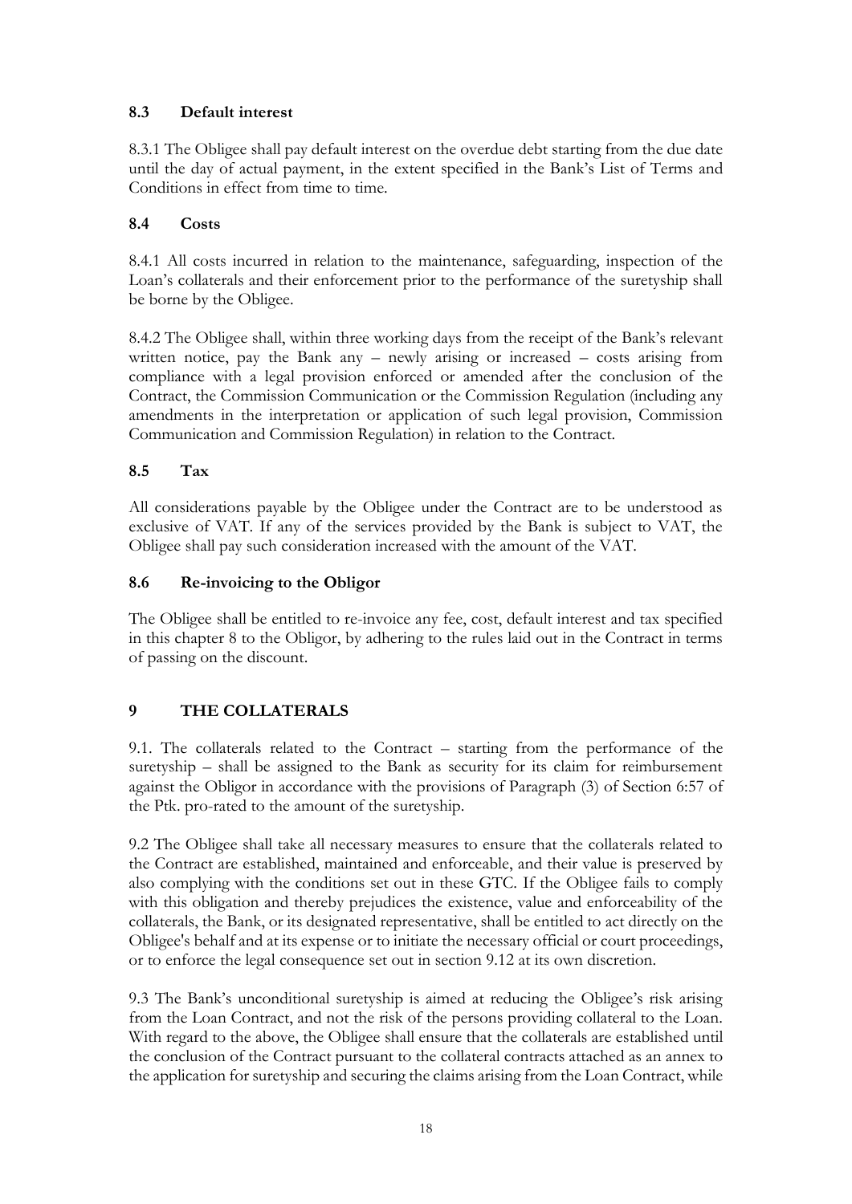### 8.3 Default interest

8.3.1 The Obligee shall pay default interest on the overdue debt starting from the due date until the day of actual payment, in the extent specified in the Bank's List of Terms and Conditions in effect from time to time.

### 8.4 Costs

8.4.1 All costs incurred in relation to the maintenance, safeguarding, inspection of the Loan's collaterals and their enforcement prior to the performance of the suretyship shall be borne by the Obligee.

8.4.2 The Obligee shall, within three working days from the receipt of the Bank's relevant written notice, pay the Bank any – newly arising or increased – costs arising from compliance with a legal provision enforced or amended after the conclusion of the Contract, the Commission Communication or the Commission Regulation (including any amendments in the interpretation or application of such legal provision, Commission Communication and Commission Regulation) in relation to the Contract.

### 8.5 Tax

All considerations payable by the Obligee under the Contract are to be understood as exclusive of VAT. If any of the services provided by the Bank is subject to VAT, the Obligee shall pay such consideration increased with the amount of the VAT.

### 8.6 Re-invoicing to the Obligor

The Obligee shall be entitled to re-invoice any fee, cost, default interest and tax specified in this chapter 8 to the Obligor, by adhering to the rules laid out in the Contract in terms of passing on the discount.

## 9 THE COLLATERALS

9.1. The collaterals related to the Contract – starting from the performance of the suretyship – shall be assigned to the Bank as security for its claim for reimbursement against the Obligor in accordance with the provisions of Paragraph (3) of Section 6:57 of the Ptk. pro-rated to the amount of the suretyship.

9.2 The Obligee shall take all necessary measures to ensure that the collaterals related to the Contract are established, maintained and enforceable, and their value is preserved by also complying with the conditions set out in these GTC. If the Obligee fails to comply with this obligation and thereby prejudices the existence, value and enforceability of the collaterals, the Bank, or its designated representative, shall be entitled to act directly on the Obligee's behalf and at its expense or to initiate the necessary official or court proceedings, or to enforce the legal consequence set out in section 9.12 at its own discretion.

9.3 The Bank's unconditional suretyship is aimed at reducing the Obligee's risk arising from the Loan Contract, and not the risk of the persons providing collateral to the Loan. With regard to the above, the Obligee shall ensure that the collaterals are established until the conclusion of the Contract pursuant to the collateral contracts attached as an annex to the application for suretyship and securing the claims arising from the Loan Contract, while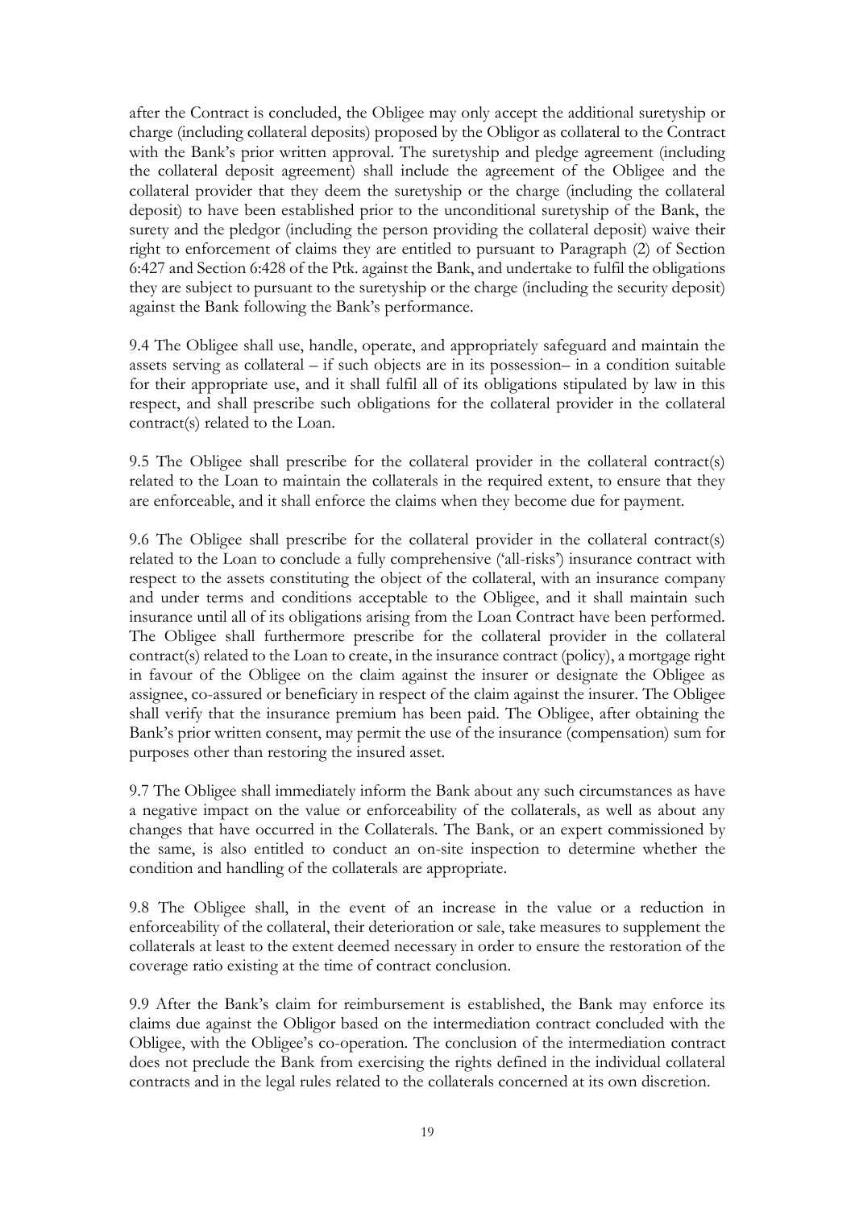after the Contract is concluded, the Obligee may only accept the additional suretyship or charge (including collateral deposits) proposed by the Obligor as collateral to the Contract with the Bank's prior written approval. The suretyship and pledge agreement (including the collateral deposit agreement) shall include the agreement of the Obligee and the collateral provider that they deem the suretyship or the charge (including the collateral deposit) to have been established prior to the unconditional suretyship of the Bank, the surety and the pledgor (including the person providing the collateral deposit) waive their right to enforcement of claims they are entitled to pursuant to Paragraph (2) of Section 6:427 and Section 6:428 of the Ptk. against the Bank, and undertake to fulfil the obligations they are subject to pursuant to the suretyship or the charge (including the security deposit) against the Bank following the Bank's performance.

9.4 The Obligee shall use, handle, operate, and appropriately safeguard and maintain the assets serving as collateral – if such objects are in its possession– in a condition suitable for their appropriate use, and it shall fulfil all of its obligations stipulated by law in this respect, and shall prescribe such obligations for the collateral provider in the collateral contract(s) related to the Loan.

9.5 The Obligee shall prescribe for the collateral provider in the collateral contract(s) related to the Loan to maintain the collaterals in the required extent, to ensure that they are enforceable, and it shall enforce the claims when they become due for payment.

9.6 The Obligee shall prescribe for the collateral provider in the collateral contract(s) related to the Loan to conclude a fully comprehensive ('all-risks') insurance contract with respect to the assets constituting the object of the collateral, with an insurance company and under terms and conditions acceptable to the Obligee, and it shall maintain such insurance until all of its obligations arising from the Loan Contract have been performed. The Obligee shall furthermore prescribe for the collateral provider in the collateral contract(s) related to the Loan to create, in the insurance contract (policy), a mortgage right in favour of the Obligee on the claim against the insurer or designate the Obligee as assignee, co-assured or beneficiary in respect of the claim against the insurer. The Obligee shall verify that the insurance premium has been paid. The Obligee, after obtaining the Bank's prior written consent, may permit the use of the insurance (compensation) sum for purposes other than restoring the insured asset.

9.7 The Obligee shall immediately inform the Bank about any such circumstances as have a negative impact on the value or enforceability of the collaterals, as well as about any changes that have occurred in the Collaterals. The Bank, or an expert commissioned by the same, is also entitled to conduct an on-site inspection to determine whether the condition and handling of the collaterals are appropriate.

9.8 The Obligee shall, in the event of an increase in the value or a reduction in enforceability of the collateral, their deterioration or sale, take measures to supplement the collaterals at least to the extent deemed necessary in order to ensure the restoration of the coverage ratio existing at the time of contract conclusion.

9.9 After the Bank's claim for reimbursement is established, the Bank may enforce its claims due against the Obligor based on the intermediation contract concluded with the Obligee, with the Obligee's co-operation. The conclusion of the intermediation contract does not preclude the Bank from exercising the rights defined in the individual collateral contracts and in the legal rules related to the collaterals concerned at its own discretion.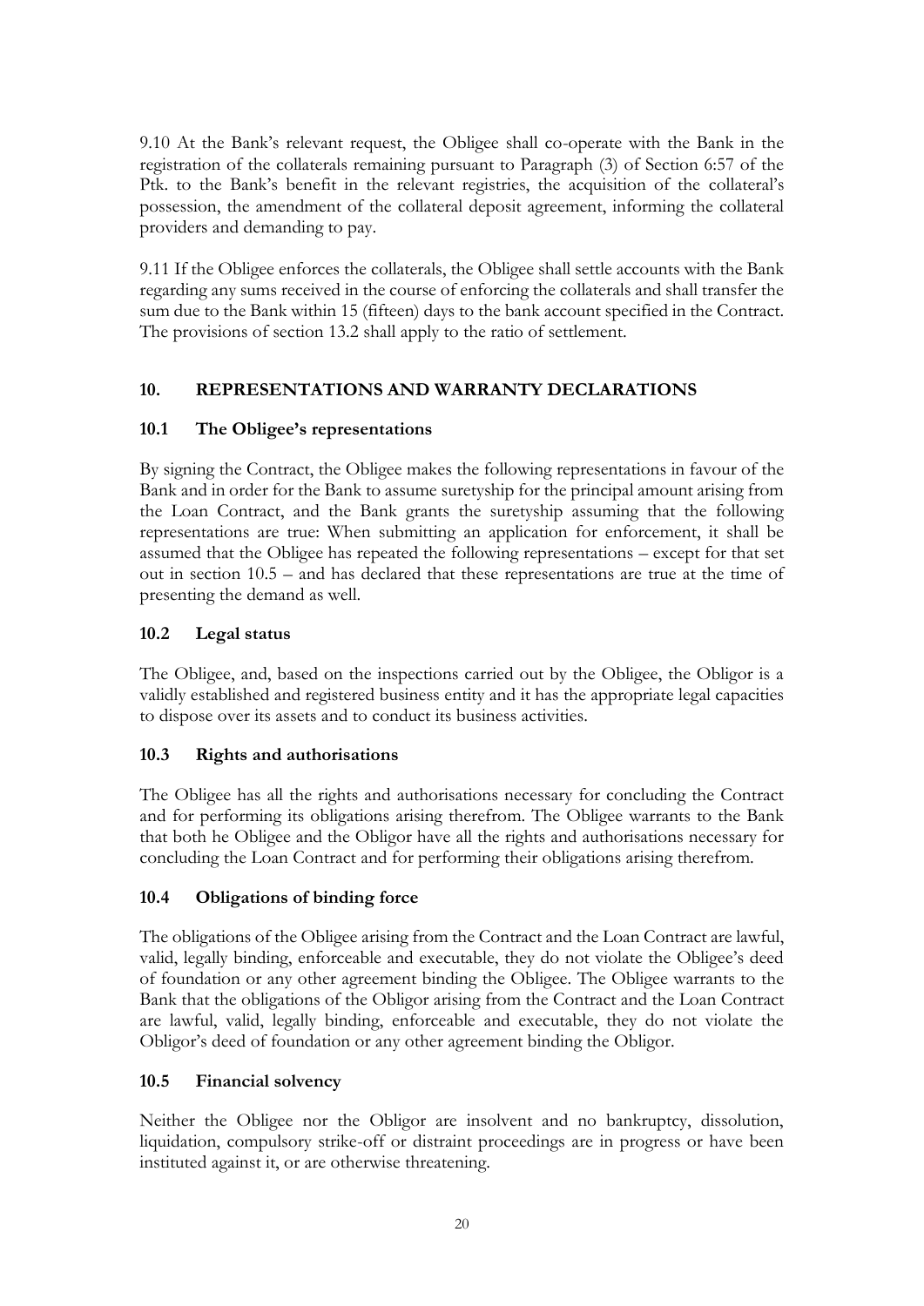9.10 At the Bank's relevant request, the Obligee shall co-operate with the Bank in the registration of the collaterals remaining pursuant to Paragraph (3) of Section 6:57 of the Ptk. to the Bank's benefit in the relevant registries, the acquisition of the collateral's possession, the amendment of the collateral deposit agreement, informing the collateral providers and demanding to pay.

9.11 If the Obligee enforces the collaterals, the Obligee shall settle accounts with the Bank regarding any sums received in the course of enforcing the collaterals and shall transfer the sum due to the Bank within 15 (fifteen) days to the bank account specified in the Contract. The provisions of section 13.2 shall apply to the ratio of settlement.

## 10. REPRESENTATIONS AND WARRANTY DECLARATIONS

### 10.1 The Obligee's representations

By signing the Contract, the Obligee makes the following representations in favour of the Bank and in order for the Bank to assume suretyship for the principal amount arising from the Loan Contract, and the Bank grants the suretyship assuming that the following representations are true: When submitting an application for enforcement, it shall be assumed that the Obligee has repeated the following representations – except for that set out in section 10.5 – and has declared that these representations are true at the time of presenting the demand as well.

### 10.2 Legal status

The Obligee, and, based on the inspections carried out by the Obligee, the Obligor is a validly established and registered business entity and it has the appropriate legal capacities to dispose over its assets and to conduct its business activities.

### 10.3 Rights and authorisations

The Obligee has all the rights and authorisations necessary for concluding the Contract and for performing its obligations arising therefrom. The Obligee warrants to the Bank that both he Obligee and the Obligor have all the rights and authorisations necessary for concluding the Loan Contract and for performing their obligations arising therefrom.

### 10.4 Obligations of binding force

The obligations of the Obligee arising from the Contract and the Loan Contract are lawful, valid, legally binding, enforceable and executable, they do not violate the Obligee's deed of foundation or any other agreement binding the Obligee. The Obligee warrants to the Bank that the obligations of the Obligor arising from the Contract and the Loan Contract are lawful, valid, legally binding, enforceable and executable, they do not violate the Obligor's deed of foundation or any other agreement binding the Obligor.

### 10.5 Financial solvency

Neither the Obligee nor the Obligor are insolvent and no bankruptcy, dissolution, liquidation, compulsory strike-off or distraint proceedings are in progress or have been instituted against it, or are otherwise threatening.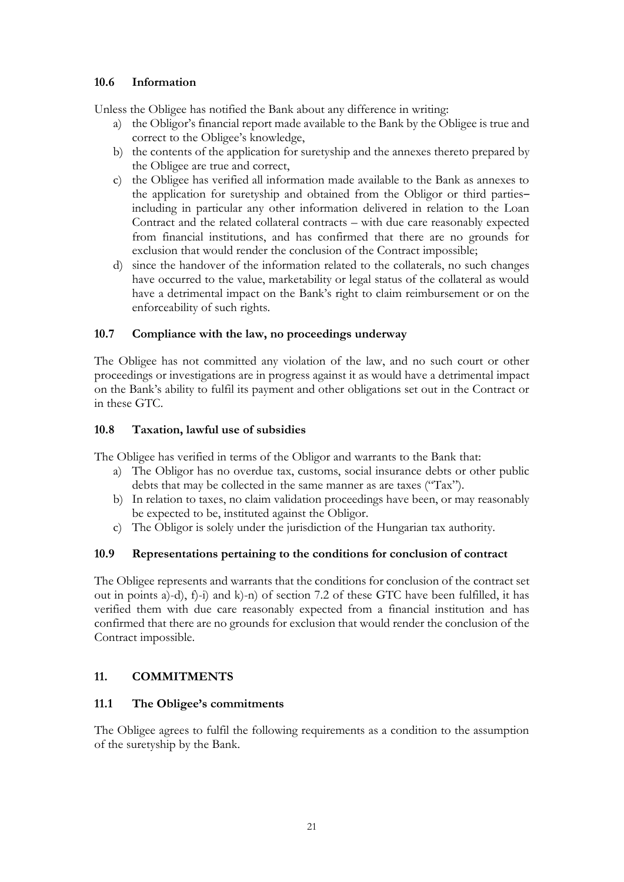### 10.6 Information

Unless the Obligee has notified the Bank about any difference in writing:

a) the Obligor's financial report made available to the Bank by the Obligee is true and correct to the Obligee's knowledge,
b) the contents of the application for suretyship and the annexes thereto prepared by the Obligee are true and correct,
c) the Obligee has verified all information made available to the Bank as annexes to the application for suretyship and obtained from the Obligor or third parties– including in particular any other information delivered in relation to the Loan Contract and the related collateral contracts – with due care reasonably expected from financial institutions, and has confirmed that there are no grounds for exclusion that would render the conclusion of the Contract impossible;
d) since the handover of the information related to the collaterals, no such changes have occurred to the value, marketability or legal status of the collateral as would have a detrimental impact on the Bank's right to claim reimbursement or on the enforceability of such rights.

### 10.7 Compliance with the law, no proceedings underway

The Obligee has not committed any violation of the law, and no such court or other proceedings or investigations are in progress against it as would have a detrimental impact on the Bank's ability to fulfil its payment and other obligations set out in the Contract or in these GTC.

### 10.8 Taxation, lawful use of subsidies

The Obligee has verified in terms of the Obligor and warrants to the Bank that:

a) The Obligor has no overdue tax, customs, social insurance debts or other public debts that may be collected in the same manner as are taxes ("Tax").
b) In relation to taxes, no claim validation proceedings have been, or may reasonably be expected to be, instituted against the Obligor.
c) The Obligor is solely under the jurisdiction of the Hungarian tax authority.

### 10.9 Representations pertaining to the conditions for conclusion of contract

The Obligee represents and warrants that the conditions for conclusion of the contract set out in points a)-d), f)-i) and k)-n) of section 7.2 of these GTC have been fulfilled, it has verified them with due care reasonably expected from a financial institution and has confirmed that there are no grounds for exclusion that would render the conclusion of the Contract impossible.

## 11. COMMITMENTS

### 11.1 The Obligee's commitments

The Obligee agrees to fulfil the following requirements as a condition to the assumption of the suretyship by the Bank.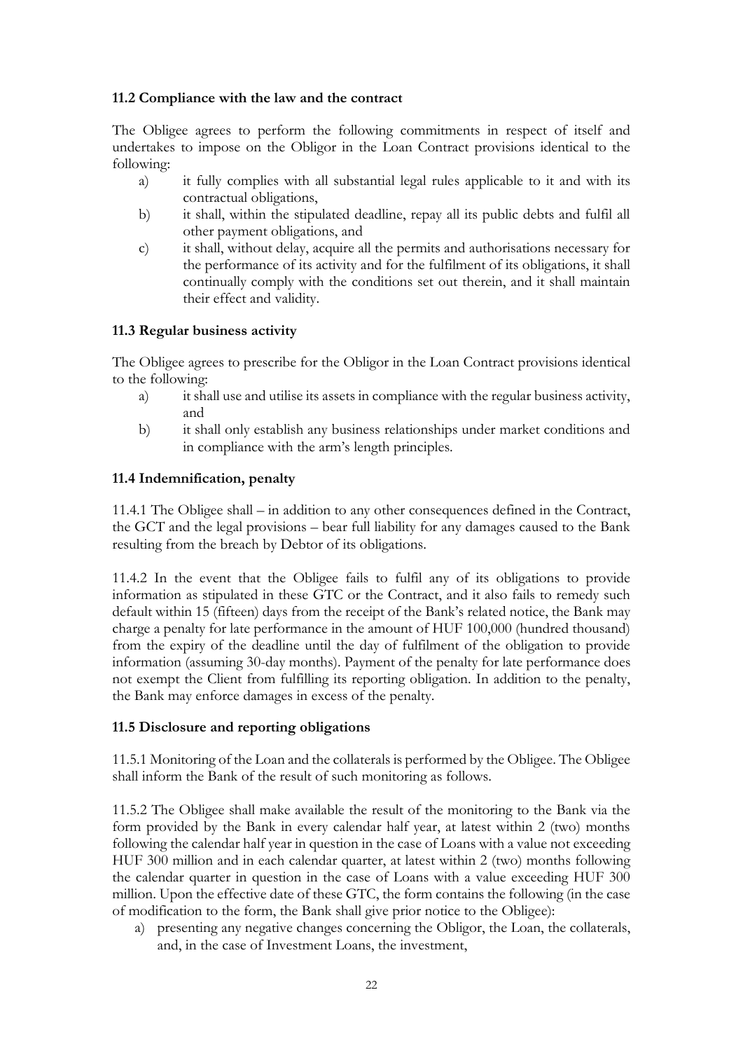### 11.2 Compliance with the law and the contract

The Obligee agrees to perform the following commitments in respect of itself and undertakes to impose on the Obligor in the Loan Contract provisions identical to the following:

a) it fully complies with all substantial legal rules applicable to it and with its contractual obligations,
b) it shall, within the stipulated deadline, repay all its public debts and fulfil all other payment obligations, and
c) it shall, without delay, acquire all the permits and authorisations necessary for the performance of its activity and for the fulfilment of its obligations, it shall continually comply with the conditions set out therein, and it shall maintain their effect and validity.

### 11.3 Regular business activity

The Obligee agrees to prescribe for the Obligor in the Loan Contract provisions identical to the following:

a) it shall use and utilise its assets in compliance with the regular business activity, and
b) it shall only establish any business relationships under market conditions and in compliance with the arm's length principles.

### 11.4 Indemnification, penalty

11.4.1 The Obligee shall – in addition to any other consequences defined in the Contract, the GCT and the legal provisions – bear full liability for any damages caused to the Bank resulting from the breach by Debtor of its obligations.

11.4.2 In the event that the Obligee fails to fulfil any of its obligations to provide information as stipulated in these GTC or the Contract, and it also fails to remedy such default within 15 (fifteen) days from the receipt of the Bank's related notice, the Bank may charge a penalty for late performance in the amount of HUF 100,000 (hundred thousand) from the expiry of the deadline until the day of fulfilment of the obligation to provide information (assuming 30-day months). Payment of the penalty for late performance does not exempt the Client from fulfilling its reporting obligation. In addition to the penalty, the Bank may enforce damages in excess of the penalty.

### 11.5 Disclosure and reporting obligations

11.5.1 Monitoring of the Loan and the collaterals is performed by the Obligee. The Obligee shall inform the Bank of the result of such monitoring as follows.

11.5.2 The Obligee shall make available the result of the monitoring to the Bank via the form provided by the Bank in every calendar half year, at latest within 2 (two) months following the calendar half year in question in the case of Loans with a value not exceeding HUF 300 million and in each calendar quarter, at latest within 2 (two) months following the calendar quarter in question in the case of Loans with a value exceeding HUF 300 million. Upon the effective date of these GTC, the form contains the following (in the case of modification to the form, the Bank shall give prior notice to the Obligee):

a) presenting any negative changes concerning the Obligor, the Loan, the collaterals, and, in the case of Investment Loans, the investment,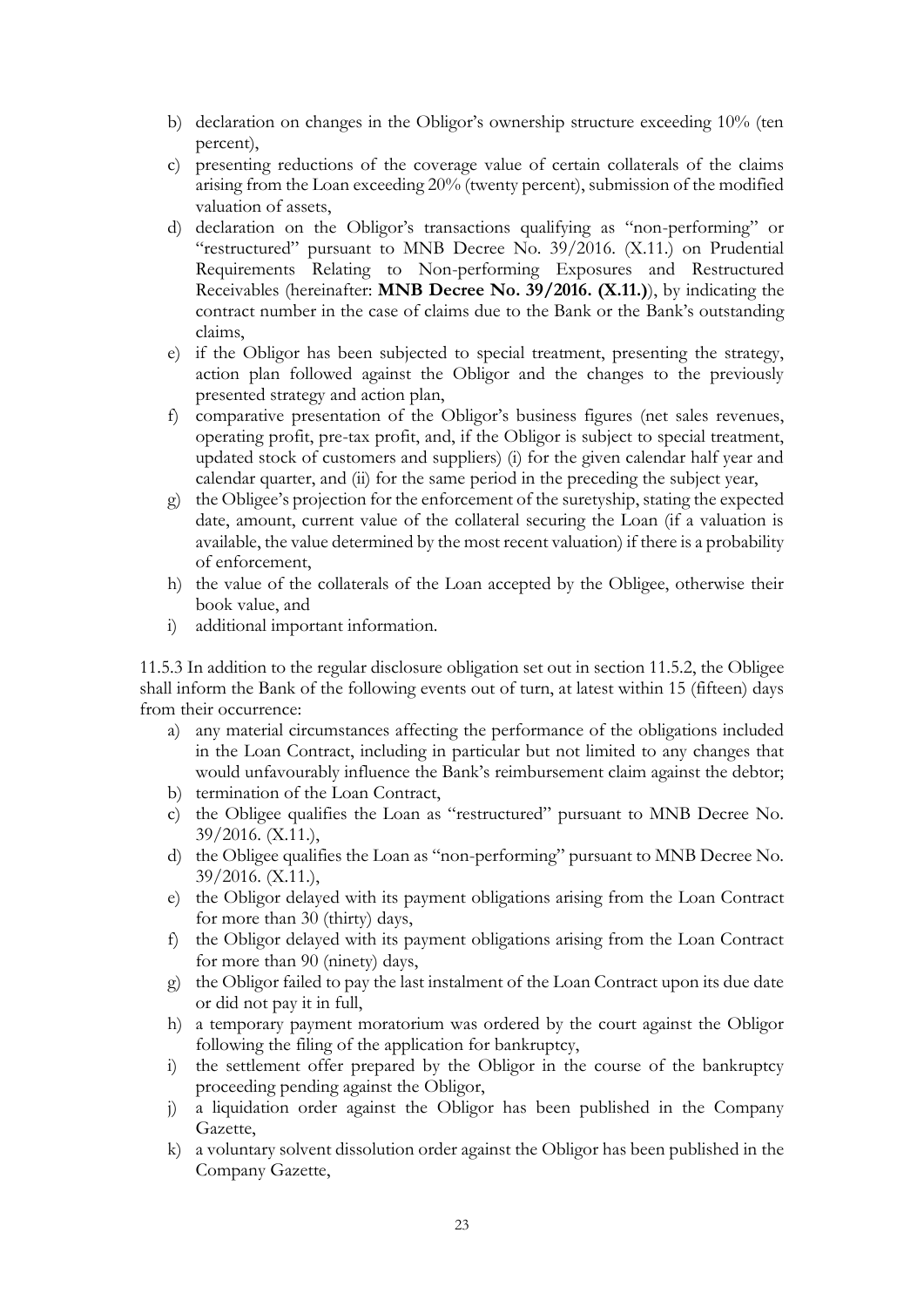b) declaration on changes in the Obligor's ownership structure exceeding 10% (ten percent),
c) presenting reductions of the coverage value of certain collaterals of the claims arising from the Loan exceeding 20% (twenty percent), submission of the modified valuation of assets,
d) declaration on the Obligor's transactions qualifying as "non-performing" or "restructured" pursuant to MNB Decree No. 39/2016. (X.11.) on Prudential Requirements Relating to Non-performing Exposures and Restructured Receivables (hereinafter: **MNB Decree No. 39/2016. (X.11.)**), by indicating the contract number in the case of claims due to the Bank or the Bank's outstanding claims,
e) if the Obligor has been subjected to special treatment, presenting the strategy, action plan followed against the Obligor and the changes to the previously presented strategy and action plan,
f) comparative presentation of the Obligor's business figures (net sales revenues, operating profit, pre-tax profit, and, if the Obligor is subject to special treatment, updated stock of customers and suppliers) (i) for the given calendar half year and calendar quarter, and (ii) for the same period in the preceding the subject year,
g) the Obligee's projection for the enforcement of the suretyship, stating the expected date, amount, current value of the collateral securing the Loan (if a valuation is available, the value determined by the most recent valuation) if there is a probability of enforcement,
h) the value of the collaterals of the Loan accepted by the Obligee, otherwise their book value, and
i) additional important information.

11.5.3 In addition to the regular disclosure obligation set out in section 11.5.2, the Obligee shall inform the Bank of the following events out of turn, at latest within 15 (fifteen) days from their occurrence:

a) any material circumstances affecting the performance of the obligations included in the Loan Contract, including in particular but not limited to any changes that would unfavourably influence the Bank's reimbursement claim against the debtor;
b) termination of the Loan Contract,
c) the Obligee qualifies the Loan as "restructured" pursuant to MNB Decree No. 39/2016. (X.11.),
d) the Obligee qualifies the Loan as "non-performing" pursuant to MNB Decree No. 39/2016. (X.11.),
e) the Obligor delayed with its payment obligations arising from the Loan Contract for more than 30 (thirty) days,
f) the Obligor delayed with its payment obligations arising from the Loan Contract for more than 90 (ninety) days,
g) the Obligor failed to pay the last instalment of the Loan Contract upon its due date or did not pay it in full,
h) a temporary payment moratorium was ordered by the court against the Obligor following the filing of the application for bankruptcy,
i) the settlement offer prepared by the Obligor in the course of the bankruptcy proceeding pending against the Obligor,
j) a liquidation order against the Obligor has been published in the Company Gazette,
k) a voluntary solvent dissolution order against the Obligor has been published in the Company Gazette,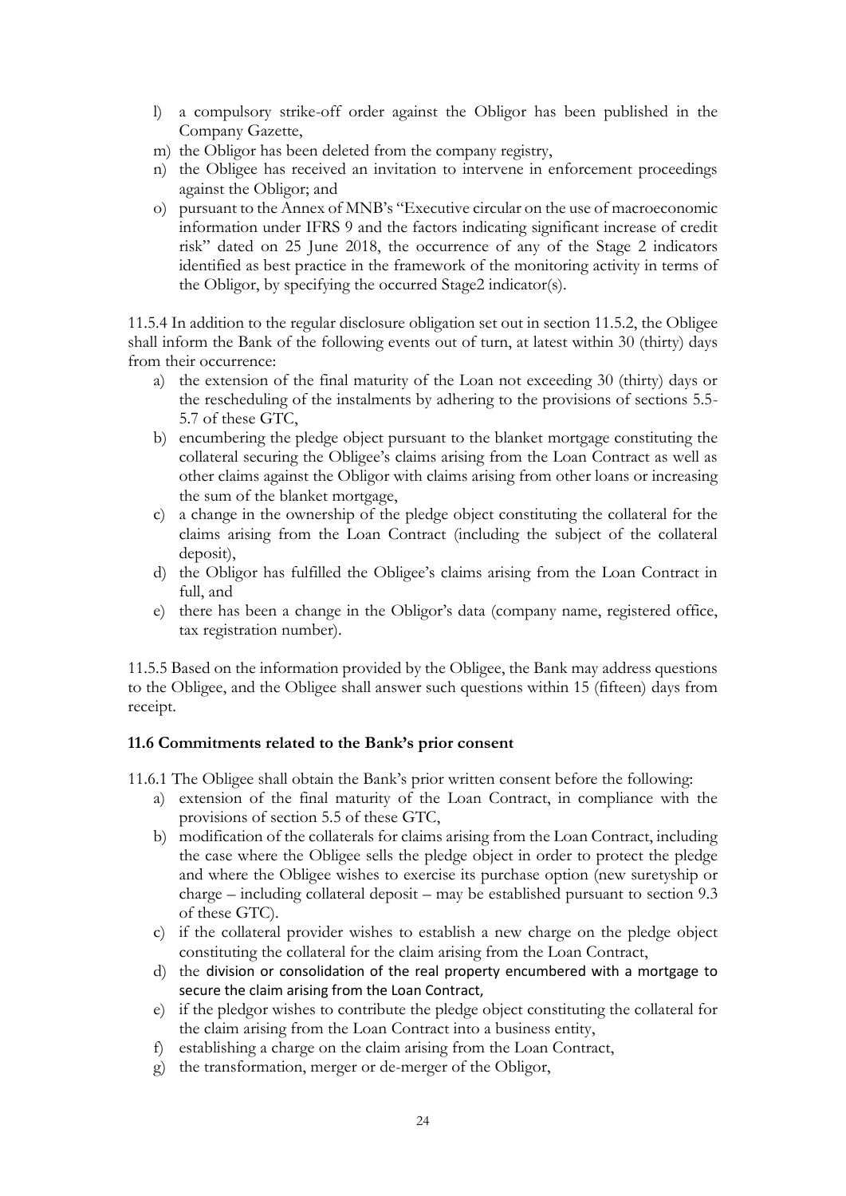l) a compulsory strike-off order against the Obligor has been published in the Company Gazette,
m) the Obligor has been deleted from the company registry,
n) the Obligee has received an invitation to intervene in enforcement proceedings against the Obligor; and
o) pursuant to the Annex of MNB's "Executive circular on the use of macroeconomic information under IFRS 9 and the factors indicating significant increase of credit risk" dated on 25 June 2018, the occurrence of any of the Stage 2 indicators identified as best practice in the framework of the monitoring activity in terms of the Obligor, by specifying the occurred Stage2 indicator(s).

11.5.4 In addition to the regular disclosure obligation set out in section 11.5.2, the Obligee shall inform the Bank of the following events out of turn, at latest within 30 (thirty) days from their occurrence:

a) the extension of the final maturity of the Loan not exceeding 30 (thirty) days or the rescheduling of the instalments by adhering to the provisions of sections 5.5-5.7 of these GTC,
b) encumbering the pledge object pursuant to the blanket mortgage constituting the collateral securing the Obligee's claims arising from the Loan Contract as well as other claims against the Obligor with claims arising from other loans or increasing the sum of the blanket mortgage,
c) a change in the ownership of the pledge object constituting the collateral for the claims arising from the Loan Contract (including the subject of the collateral deposit),
d) the Obligor has fulfilled the Obligee's claims arising from the Loan Contract in full, and
e) there has been a change in the Obligor's data (company name, registered office, tax registration number).

11.5.5 Based on the information provided by the Obligee, the Bank may address questions to the Obligee, and the Obligee shall answer such questions within 15 (fifteen) days from receipt.

### 11.6 Commitments related to the Bank's prior consent

11.6.1 The Obligee shall obtain the Bank's prior written consent before the following:

a) extension of the final maturity of the Loan Contract, in compliance with the provisions of section 5.5 of these GTC,
b) modification of the collaterals for claims arising from the Loan Contract, including the case where the Obligee sells the pledge object in order to protect the pledge and where the Obligee wishes to exercise its purchase option (new suretyship or charge – including collateral deposit – may be established pursuant to section 9.3 of these GTC).
c) if the collateral provider wishes to establish a new charge on the pledge object constituting the collateral for the claim arising from the Loan Contract,
d) the division or consolidation of the real property encumbered with a mortgage to secure the claim arising from the Loan Contract,
e) if the pledgor wishes to contribute the pledge object constituting the collateral for the claim arising from the Loan Contract into a business entity,
f) establishing a charge on the claim arising from the Loan Contract,
g) the transformation, merger or de-merger of the Obligor,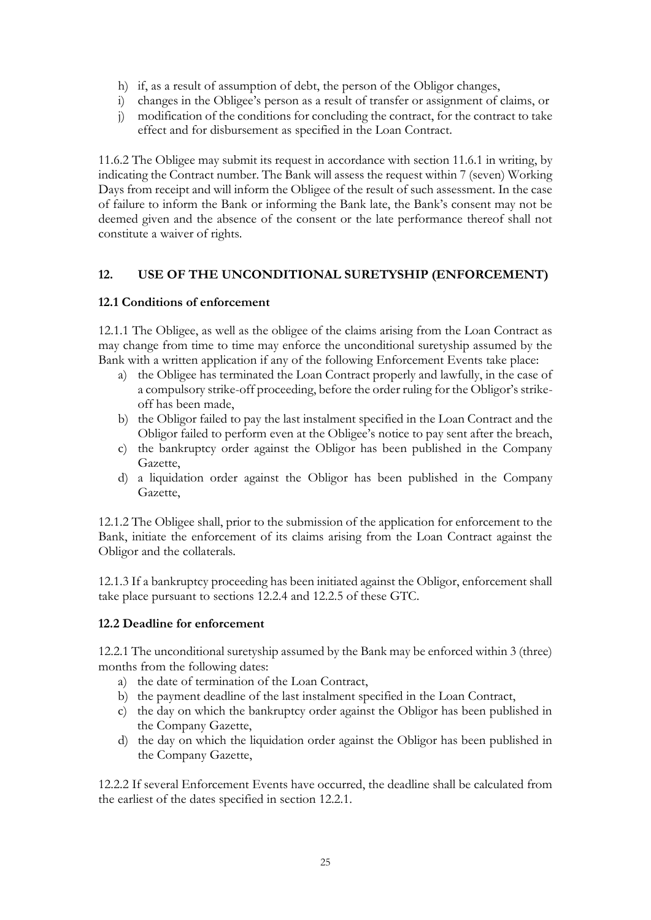h) if, as a result of assumption of debt, the person of the Obligor changes,
i) changes in the Obligee's person as a result of transfer or assignment of claims, or
j) modification of the conditions for concluding the contract, for the contract to take effect and for disbursement as specified in the Loan Contract.

11.6.2 The Obligee may submit its request in accordance with section 11.6.1 in writing, by indicating the Contract number. The Bank will assess the request within 7 (seven) Working Days from receipt and will inform the Obligee of the result of such assessment. In the case of failure to inform the Bank or informing the Bank late, the Bank's consent may not be deemed given and the absence of the consent or the late performance thereof shall not constitute a waiver of rights.

## 12. USE OF THE UNCONDITIONAL SURETYSHIP (ENFORCEMENT)

### 12.1 Conditions of enforcement

12.1.1 The Obligee, as well as the obligee of the claims arising from the Loan Contract as may change from time to time may enforce the unconditional suretyship assumed by the Bank with a written application if any of the following Enforcement Events take place:

a) the Obligee has terminated the Loan Contract properly and lawfully, in the case of a compulsory strike-off proceeding, before the order ruling for the Obligor's strike-off has been made,
b) the Obligor failed to pay the last instalment specified in the Loan Contract and the Obligor failed to perform even at the Obligee's notice to pay sent after the breach,
c) the bankruptcy order against the Obligor has been published in the Company Gazette,
d) a liquidation order against the Obligor has been published in the Company Gazette,

12.1.2 The Obligee shall, prior to the submission of the application for enforcement to the Bank, initiate the enforcement of its claims arising from the Loan Contract against the Obligor and the collaterals.

12.1.3 If a bankruptcy proceeding has been initiated against the Obligor, enforcement shall take place pursuant to sections 12.2.4 and 12.2.5 of these GTC.

### 12.2 Deadline for enforcement

12.2.1 The unconditional suretyship assumed by the Bank may be enforced within 3 (three) months from the following dates:

a) the date of termination of the Loan Contract,
b) the payment deadline of the last instalment specified in the Loan Contract,
c) the day on which the bankruptcy order against the Obligor has been published in the Company Gazette,
d) the day on which the liquidation order against the Obligor has been published in the Company Gazette,

12.2.2 If several Enforcement Events have occurred, the deadline shall be calculated from the earliest of the dates specified in section 12.2.1.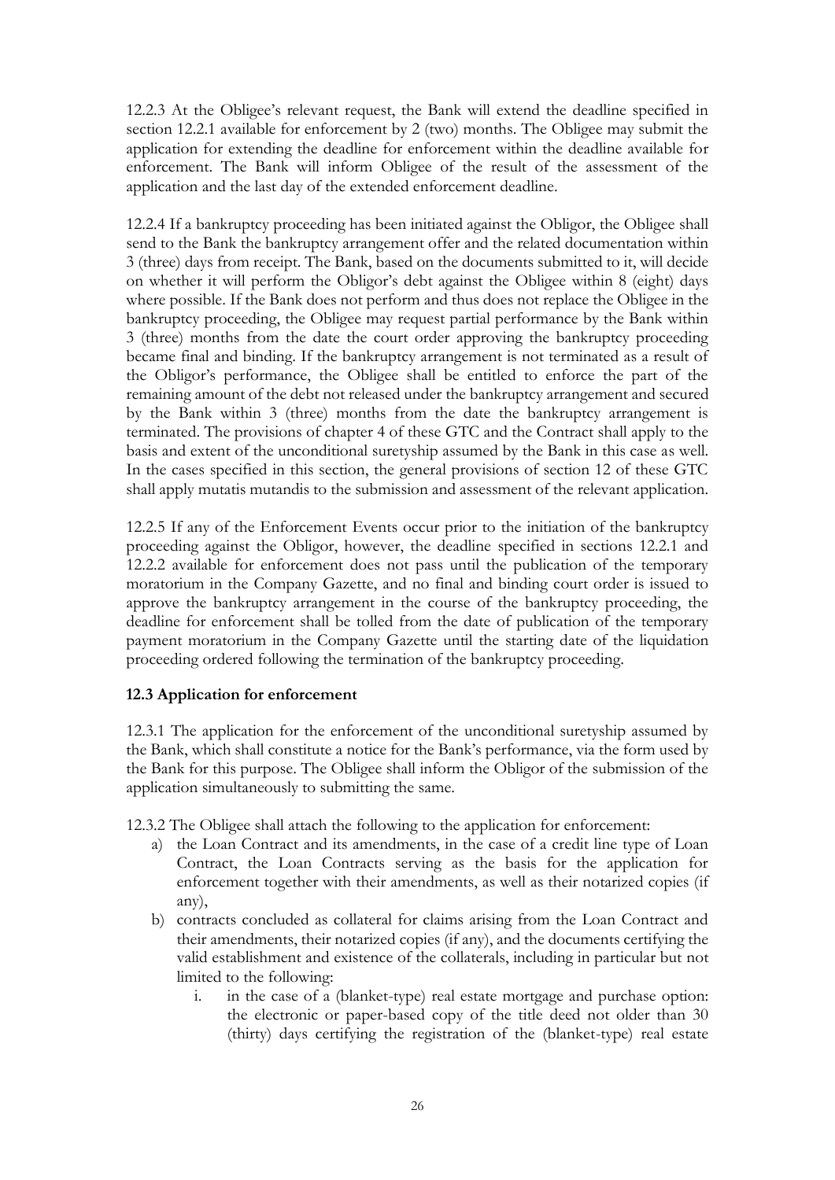12.2.3 At the Obligee's relevant request, the Bank will extend the deadline specified in section 12.2.1 available for enforcement by 2 (two) months. The Obligee may submit the application for extending the deadline for enforcement within the deadline available for enforcement. The Bank will inform Obligee of the result of the assessment of the application and the last day of the extended enforcement deadline.

12.2.4 If a bankruptcy proceeding has been initiated against the Obligor, the Obligee shall send to the Bank the bankruptcy arrangement offer and the related documentation within 3 (three) days from receipt. The Bank, based on the documents submitted to it, will decide on whether it will perform the Obligor's debt against the Obligee within 8 (eight) days where possible. If the Bank does not perform and thus does not replace the Obligee in the bankruptcy proceeding, the Obligee may request partial performance by the Bank within 3 (three) months from the date the court order approving the bankruptcy proceeding became final and binding. If the bankruptcy arrangement is not terminated as a result of the Obligor's performance, the Obligee shall be entitled to enforce the part of the remaining amount of the debt not released under the bankruptcy arrangement and secured by the Bank within 3 (three) months from the date the bankruptcy arrangement is terminated. The provisions of chapter 4 of these GTC and the Contract shall apply to the basis and extent of the unconditional suretyship assumed by the Bank in this case as well. In the cases specified in this section, the general provisions of section 12 of these GTC shall apply mutatis mutandis to the submission and assessment of the relevant application.

12.2.5 If any of the Enforcement Events occur prior to the initiation of the bankruptcy proceeding against the Obligor, however, the deadline specified in sections 12.2.1 and 12.2.2 available for enforcement does not pass until the publication of the temporary moratorium in the Company Gazette, and no final and binding court order is issued to approve the bankruptcy arrangement in the course of the bankruptcy proceeding, the deadline for enforcement shall be tolled from the date of publication of the temporary payment moratorium in the Company Gazette until the starting date of the liquidation proceeding ordered following the termination of the bankruptcy proceeding.

**12.3 Application for enforcement**

12.3.1 The application for the enforcement of the unconditional suretyship assumed by the Bank, which shall constitute a notice for the Bank's performance, via the form used by the Bank for this purpose. The Obligee shall inform the Obligor of the submission of the application simultaneously to submitting the same.

12.3.2 The Obligee shall attach the following to the application for enforcement:

a) the Loan Contract and its amendments, in the case of a credit line type of Loan Contract, the Loan Contracts serving as the basis for the application for enforcement together with their amendments, as well as their notarized copies (if any),
b) contracts concluded as collateral for claims arising from the Loan Contract and their amendments, their notarized copies (if any), and the documents certifying the valid establishment and existence of the collaterals, including in particular but not limited to the following:
    i. in the case of a (blanket-type) real estate mortgage and purchase option: the electronic or paper-based copy of the title deed not older than 30 (thirty) days certifying the registration of the (blanket-type) real estate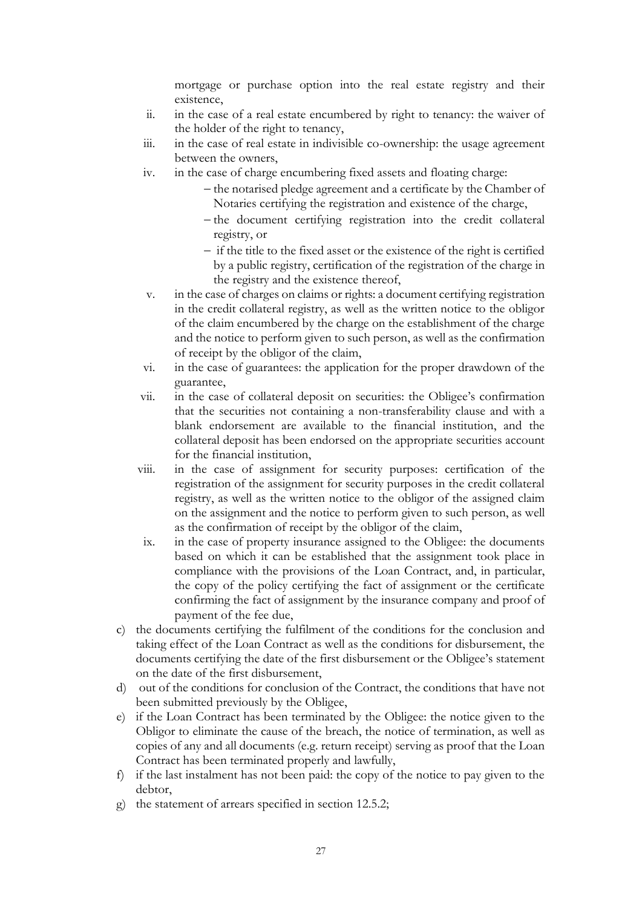mortgage or purchase option into the real estate registry and their existence,

ii. in the case of a real estate encumbered by right to tenancy: the waiver of the holder of the right to tenancy,

iii. in the case of real estate in indivisible co-ownership: the usage agreement between the owners,

iv. in the case of charge encumbering fixed assets and floating charge:
   - the notarised pledge agreement and a certificate by the Chamber of Notaries certifying the registration and existence of the charge,
   - the document certifying registration into the credit collateral registry, or
   - if the title to the fixed asset or the existence of the right is certified by a public registry, certification of the registration of the charge in the registry and the existence thereof,

v. in the case of charges on claims or rights: a document certifying registration in the credit collateral registry, as well as the written notice to the obligor of the claim encumbered by the charge on the establishment of the charge and the notice to perform given to such person, as well as the confirmation of receipt by the obligor of the claim,

vi. in the case of guarantees: the application for the proper drawdown of the guarantee,

vii. in the case of collateral deposit on securities: the Obligee's confirmation that the securities not containing a non-transferability clause and with a blank endorsement are available to the financial institution, and the collateral deposit has been endorsed on the appropriate securities account for the financial institution,

viii. in the case of assignment for security purposes: certification of the registration of the assignment for security purposes in the credit collateral registry, as well as the written notice to the obligor of the assigned claim on the assignment and the notice to perform given to such person, as well as the confirmation of receipt by the obligor of the claim,

ix. in the case of property insurance assigned to the Obligee: the documents based on which it can be established that the assignment took place in compliance with the provisions of the Loan Contract, and, in particular, the copy of the policy certifying the fact of assignment or the certificate confirming the fact of assignment by the insurance company and proof of payment of the fee due,

c) the documents certifying the fulfilment of the conditions for the conclusion and taking effect of the Loan Contract as well as the conditions for disbursement, the documents certifying the date of the first disbursement or the Obligee's statement on the date of the first disbursement,

d) out of the conditions for conclusion of the Contract, the conditions that have not been submitted previously by the Obligee,

e) if the Loan Contract has been terminated by the Obligee: the notice given to the Obligor to eliminate the cause of the breach, the notice of termination, as well as copies of any and all documents (e.g. return receipt) serving as proof that the Loan Contract has been terminated properly and lawfully,

f) if the last instalment has not been paid: the copy of the notice to pay given to the debtor,

g) the statement of arrears specified in section 12.5.2;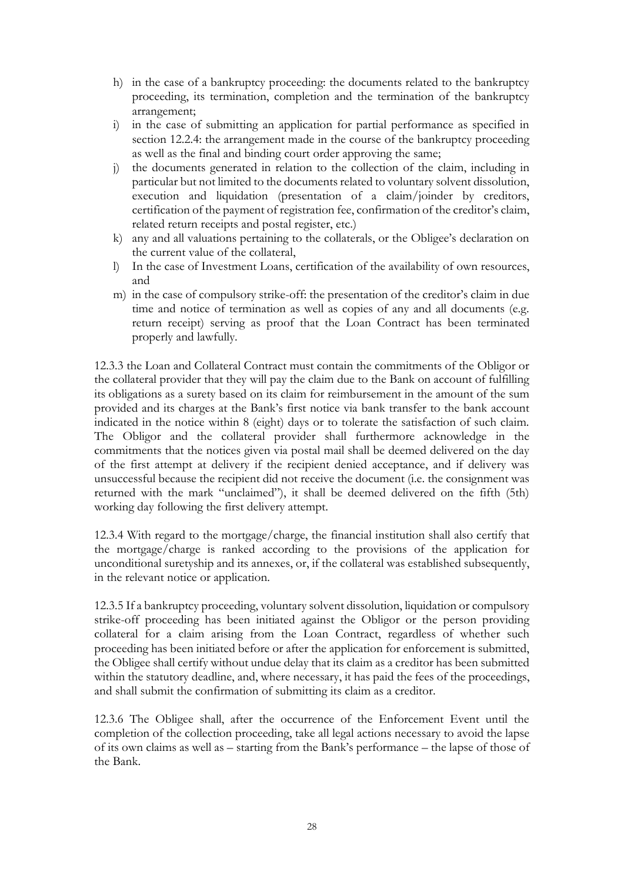h) in the case of a bankruptcy proceeding: the documents related to the bankruptcy proceeding, its termination, completion and the termination of the bankruptcy arrangement;
i) in the case of submitting an application for partial performance as specified in section 12.2.4: the arrangement made in the course of the bankruptcy proceeding as well as the final and binding court order approving the same;
j) the documents generated in relation to the collection of the claim, including in particular but not limited to the documents related to voluntary solvent dissolution, execution and liquidation (presentation of a claim/joinder by creditors, certification of the payment of registration fee, confirmation of the creditor's claim, related return receipts and postal register, etc.)
k) any and all valuations pertaining to the collaterals, or the Obligee's declaration on the current value of the collateral,
l) In the case of Investment Loans, certification of the availability of own resources, and
m) in the case of compulsory strike-off: the presentation of the creditor's claim in due time and notice of termination as well as copies of any and all documents (e.g. return receipt) serving as proof that the Loan Contract has been terminated properly and lawfully.

12.3.3 the Loan and Collateral Contract must contain the commitments of the Obligor or the collateral provider that they will pay the claim due to the Bank on account of fulfilling its obligations as a surety based on its claim for reimbursement in the amount of the sum provided and its charges at the Bank's first notice via bank transfer to the bank account indicated in the notice within 8 (eight) days or to tolerate the satisfaction of such claim. The Obligor and the collateral provider shall furthermore acknowledge in the commitments that the notices given via postal mail shall be deemed delivered on the day of the first attempt at delivery if the recipient denied acceptance, and if delivery was unsuccessful because the recipient did not receive the document (i.e. the consignment was returned with the mark "unclaimed"), it shall be deemed delivered on the fifth (5th) working day following the first delivery attempt.

12.3.4 With regard to the mortgage/charge, the financial institution shall also certify that the mortgage/charge is ranked according to the provisions of the application for unconditional suretyship and its annexes, or, if the collateral was established subsequently, in the relevant notice or application.

12.3.5 If a bankruptcy proceeding, voluntary solvent dissolution, liquidation or compulsory strike-off proceeding has been initiated against the Obligor or the person providing collateral for a claim arising from the Loan Contract, regardless of whether such proceeding has been initiated before or after the application for enforcement is submitted, the Obligee shall certify without undue delay that its claim as a creditor has been submitted within the statutory deadline, and, where necessary, it has paid the fees of the proceedings, and shall submit the confirmation of submitting its claim as a creditor.

12.3.6 The Obligee shall, after the occurrence of the Enforcement Event until the completion of the collection proceeding, take all legal actions necessary to avoid the lapse of its own claims as well as – starting from the Bank's performance – the lapse of those of the Bank.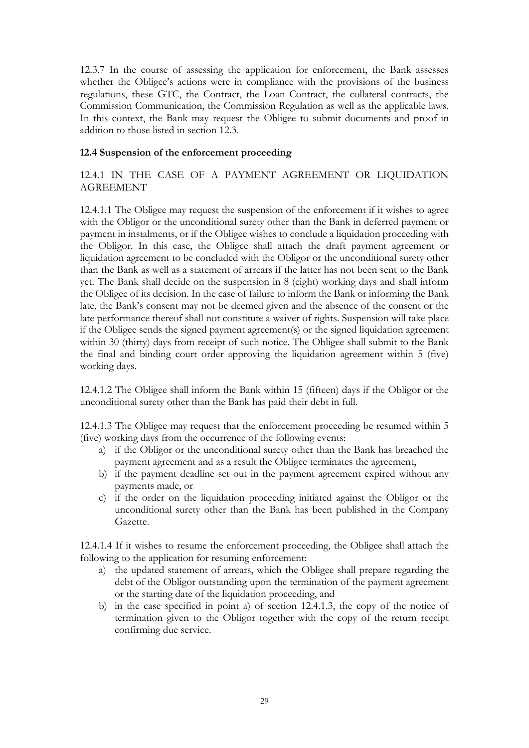12.3.7 In the course of assessing the application for enforcement, the Bank assesses whether the Obligee's actions were in compliance with the provisions of the business regulations, these GTC, the Contract, the Loan Contract, the collateral contracts, the Commission Communication, the Commission Regulation as well as the applicable laws. In this context, the Bank may request the Obligee to submit documents and proof in addition to those listed in section 12.3.

**12.4 Suspension of the enforcement proceeding**

12.4.1 IN THE CASE OF A PAYMENT AGREEMENT OR LIQUIDATION AGREEMENT

12.4.1.1 The Obligee may request the suspension of the enforcement if it wishes to agree with the Obligor or the unconditional surety other than the Bank in deferred payment or payment in instalments, or if the Obligee wishes to conclude a liquidation proceeding with the Obligor. In this case, the Obligee shall attach the draft payment agreement or liquidation agreement to be concluded with the Obligor or the unconditional surety other than the Bank as well as a statement of arrears if the latter has not been sent to the Bank yet. The Bank shall decide on the suspension in 8 (eight) working days and shall inform the Obligee of its decision. In the case of failure to inform the Bank or informing the Bank late, the Bank's consent may not be deemed given and the absence of the consent or the late performance thereof shall not constitute a waiver of rights. Suspension will take place if the Obligee sends the signed payment agreement(s) or the signed liquidation agreement within 30 (thirty) days from receipt of such notice. The Obligee shall submit to the Bank the final and binding court order approving the liquidation agreement within 5 (five) working days.

12.4.1.2 The Obligee shall inform the Bank within 15 (fifteen) days if the Obligor or the unconditional surety other than the Bank has paid their debt in full.

12.4.1.3 The Obligee may request that the enforcement proceeding be resumed within 5 (five) working days from the occurrence of the following events:

a) if the Obligor or the unconditional surety other than the Bank has breached the payment agreement and as a result the Obligee terminates the agreement,
b) if the payment deadline set out in the payment agreement expired without any payments made, or
c) if the order on the liquidation proceeding initiated against the Obligor or the unconditional surety other than the Bank has been published in the Company Gazette.

12.4.1.4 If it wishes to resume the enforcement proceeding, the Obligee shall attach the following to the application for resuming enforcement:

a) the updated statement of arrears, which the Obligee shall prepare regarding the debt of the Obligor outstanding upon the termination of the payment agreement or the starting date of the liquidation proceeding, and
b) in the case specified in point a) of section 12.4.1.3, the copy of the notice of termination given to the Obligor together with the copy of the return receipt confirming due service.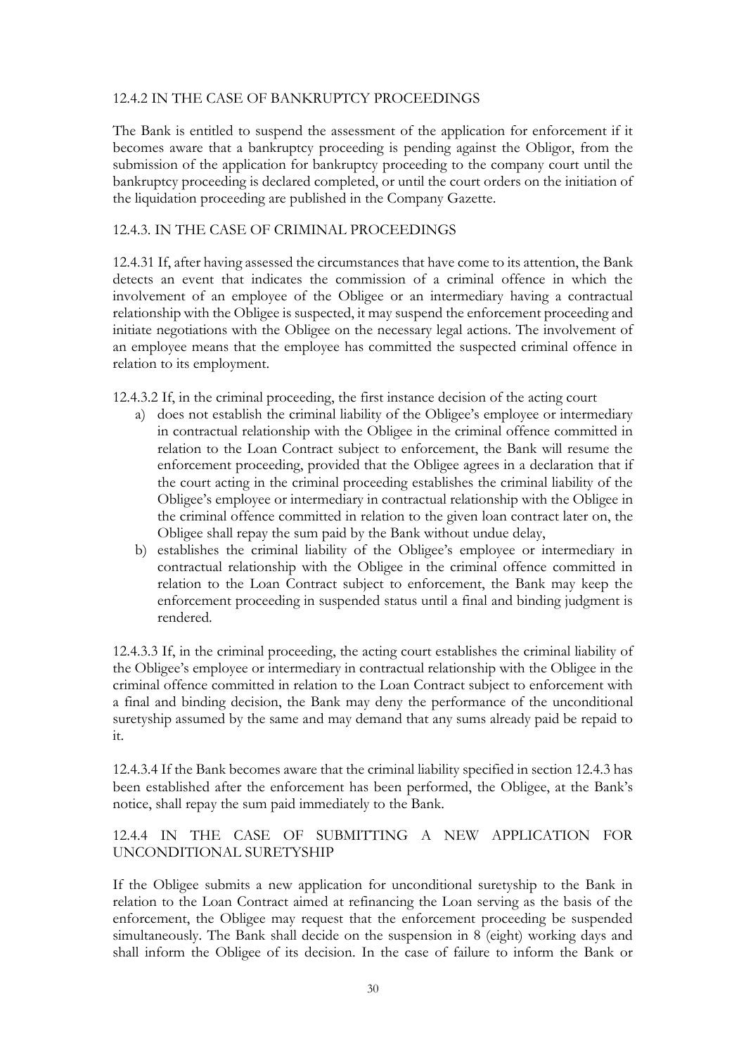### 12.4.2 IN THE CASE OF BANKRUPTCY PROCEEDINGS

The Bank is entitled to suspend the assessment of the application for enforcement if it becomes aware that a bankruptcy proceeding is pending against the Obligor, from the submission of the application for bankruptcy proceeding to the company court until the bankruptcy proceeding is declared completed, or until the court orders on the initiation of the liquidation proceeding are published in the Company Gazette.

### 12.4.3. IN THE CASE OF CRIMINAL PROCEEDINGS

12.4.31 If, after having assessed the circumstances that have come to its attention, the Bank detects an event that indicates the commission of a criminal offence in which the involvement of an employee of the Obligee or an intermediary having a contractual relationship with the Obligee is suspected, it may suspend the enforcement proceeding and initiate negotiations with the Obligee on the necessary legal actions. The involvement of an employee means that the employee has committed the suspected criminal offence in relation to its employment.

12.4.3.2 If, in the criminal proceeding, the first instance decision of the acting court

a) does not establish the criminal liability of the Obligee's employee or intermediary in contractual relationship with the Obligee in the criminal offence committed in relation to the Loan Contract subject to enforcement, the Bank will resume the enforcement proceeding, provided that the Obligee agrees in a declaration that if the court acting in the criminal proceeding establishes the criminal liability of the Obligee's employee or intermediary in contractual relationship with the Obligee in the criminal offence committed in relation to the given loan contract later on, the Obligee shall repay the sum paid by the Bank without undue delay,
b) establishes the criminal liability of the Obligee's employee or intermediary in contractual relationship with the Obligee in the criminal offence committed in relation to the Loan Contract subject to enforcement, the Bank may keep the enforcement proceeding in suspended status until a final and binding judgment is rendered.

12.4.3.3 If, in the criminal proceeding, the acting court establishes the criminal liability of the Obligee's employee or intermediary in contractual relationship with the Obligee in the criminal offence committed in relation to the Loan Contract subject to enforcement with a final and binding decision, the Bank may deny the performance of the unconditional suretyship assumed by the same and may demand that any sums already paid be repaid to it.

12.4.3.4 If the Bank becomes aware that the criminal liability specified in section 12.4.3 has been established after the enforcement has been performed, the Obligee, at the Bank's notice, shall repay the sum paid immediately to the Bank.

### 12.4.4 IN THE CASE OF SUBMITTING A NEW APPLICATION FOR UNCONDITIONAL SURETYSHIP

If the Obligee submits a new application for unconditional suretyship to the Bank in relation to the Loan Contract aimed at refinancing the Loan serving as the basis of the enforcement, the Obligee may request that the enforcement proceeding be suspended simultaneously. The Bank shall decide on the suspension in 8 (eight) working days and shall inform the Obligee of its decision. In the case of failure to inform the Bank or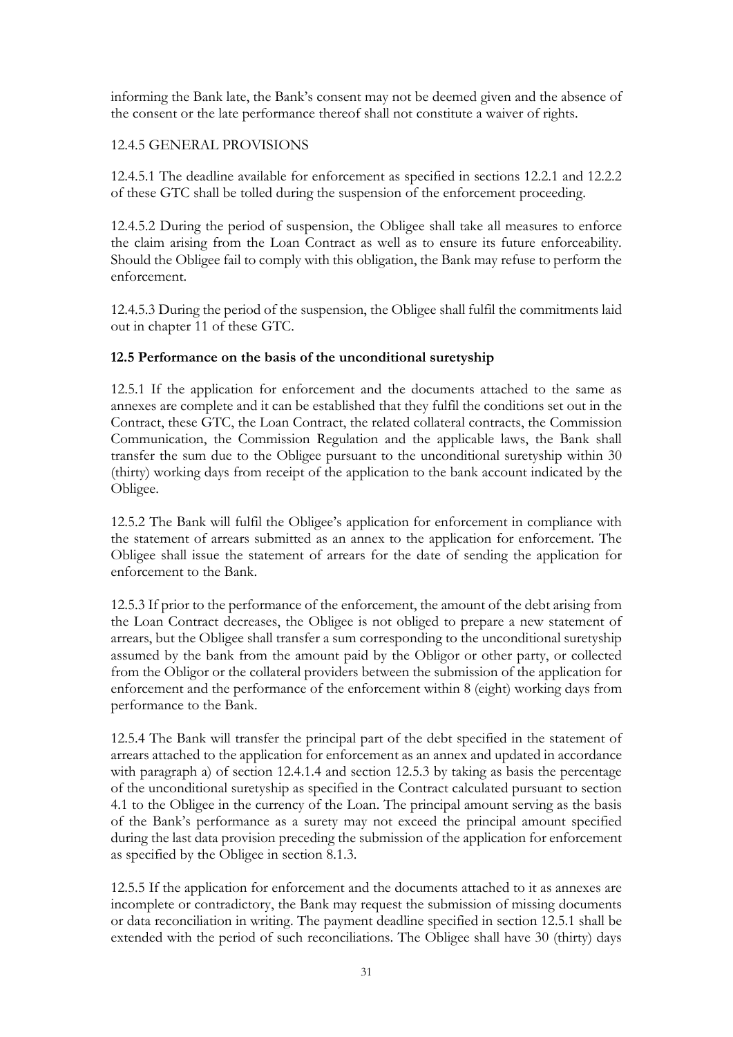informing the Bank late, the Bank's consent may not be deemed given and the absence of the consent or the late performance thereof shall not constitute a waiver of rights.

12.4.5 GENERAL PROVISIONS

12.4.5.1 The deadline available for enforcement as specified in sections 12.2.1 and 12.2.2 of these GTC shall be tolled during the suspension of the enforcement proceeding.

12.4.5.2 During the period of suspension, the Obligee shall take all measures to enforce the claim arising from the Loan Contract as well as to ensure its future enforceability. Should the Obligee fail to comply with this obligation, the Bank may refuse to perform the enforcement.

12.4.5.3 During the period of the suspension, the Obligee shall fulfil the commitments laid out in chapter 11 of these GTC.

**12.5 Performance on the basis of the unconditional suretyship**

12.5.1 If the application for enforcement and the documents attached to the same as annexes are complete and it can be established that they fulfil the conditions set out in the Contract, these GTC, the Loan Contract, the related collateral contracts, the Commission Communication, the Commission Regulation and the applicable laws, the Bank shall transfer the sum due to the Obligee pursuant to the unconditional suretyship within 30 (thirty) working days from receipt of the application to the bank account indicated by the Obligee.

12.5.2 The Bank will fulfil the Obligee's application for enforcement in compliance with the statement of arrears submitted as an annex to the application for enforcement. The Obligee shall issue the statement of arrears for the date of sending the application for enforcement to the Bank.

12.5.3 If prior to the performance of the enforcement, the amount of the debt arising from the Loan Contract decreases, the Obligee is not obliged to prepare a new statement of arrears, but the Obligee shall transfer a sum corresponding to the unconditional suretyship assumed by the bank from the amount paid by the Obligor or other party, or collected from the Obligor or the collateral providers between the submission of the application for enforcement and the performance of the enforcement within 8 (eight) working days from performance to the Bank.

12.5.4 The Bank will transfer the principal part of the debt specified in the statement of arrears attached to the application for enforcement as an annex and updated in accordance with paragraph a) of section 12.4.1.4 and section 12.5.3 by taking as basis the percentage of the unconditional suretyship as specified in the Contract calculated pursuant to section 4.1 to the Obligee in the currency of the Loan. The principal amount serving as the basis of the Bank's performance as a surety may not exceed the principal amount specified during the last data provision preceding the submission of the application for enforcement as specified by the Obligee in section 8.1.3.

12.5.5 If the application for enforcement and the documents attached to it as annexes are incomplete or contradictory, the Bank may request the submission of missing documents or data reconciliation in writing. The payment deadline specified in section 12.5.1 shall be extended with the period of such reconciliations. The Obligee shall have 30 (thirty) days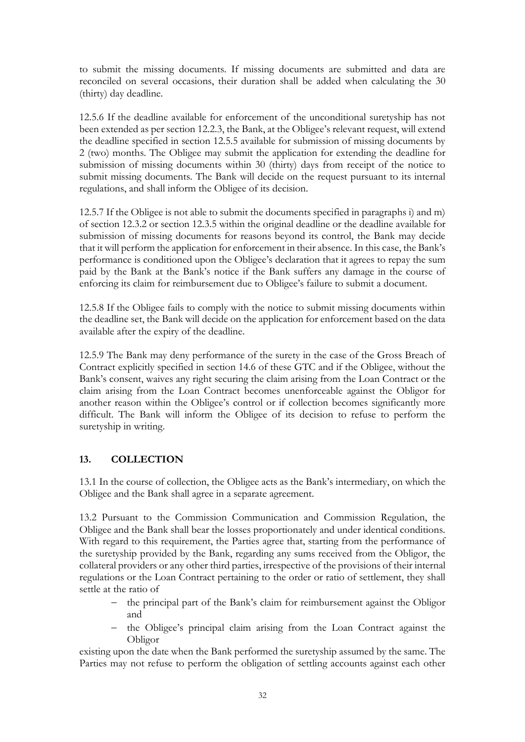to submit the missing documents. If missing documents are submitted and data are reconciled on several occasions, their duration shall be added when calculating the 30 (thirty) day deadline.

12.5.6 If the deadline available for enforcement of the unconditional suretyship has not been extended as per section 12.2.3, the Bank, at the Obligee's relevant request, will extend the deadline specified in section 12.5.5 available for submission of missing documents by 2 (two) months. The Obligee may submit the application for extending the deadline for submission of missing documents within 30 (thirty) days from receipt of the notice to submit missing documents. The Bank will decide on the request pursuant to its internal regulations, and shall inform the Obligee of its decision.

12.5.7 If the Obligee is not able to submit the documents specified in paragraphs i) and m) of section 12.3.2 or section 12.3.5 within the original deadline or the deadline available for submission of missing documents for reasons beyond its control, the Bank may decide that it will perform the application for enforcement in their absence. In this case, the Bank's performance is conditioned upon the Obligee's declaration that it agrees to repay the sum paid by the Bank at the Bank's notice if the Bank suffers any damage in the course of enforcing its claim for reimbursement due to Obligee's failure to submit a document.

12.5.8 If the Obligee fails to comply with the notice to submit missing documents within the deadline set, the Bank will decide on the application for enforcement based on the data available after the expiry of the deadline.

12.5.9 The Bank may deny performance of the surety in the case of the Gross Breach of Contract explicitly specified in section 14.6 of these GTC and if the Obligee, without the Bank's consent, waives any right securing the claim arising from the Loan Contract or the claim arising from the Loan Contract becomes unenforceable against the Obligor for another reason within the Obligee's control or if collection becomes significantly more difficult. The Bank will inform the Obligee of its decision to refuse to perform the suretyship in writing.

## 13. COLLECTION

13.1 In the course of collection, the Obligee acts as the Bank's intermediary, on which the Obligee and the Bank shall agree in a separate agreement.

13.2 Pursuant to the Commission Communication and Commission Regulation, the Obligee and the Bank shall bear the losses proportionately and under identical conditions. With regard to this requirement, the Parties agree that, starting from the performance of the suretyship provided by the Bank, regarding any sums received from the Obligor, the collateral providers or any other third parties, irrespective of the provisions of their internal regulations or the Loan Contract pertaining to the order or ratio of settlement, they shall settle at the ratio of

- the principal part of the Bank's claim for reimbursement against the Obligor and
- the Obligee's principal claim arising from the Loan Contract against the Obligor

existing upon the date when the Bank performed the suretyship assumed by the same. The Parties may not refuse to perform the obligation of settling accounts against each other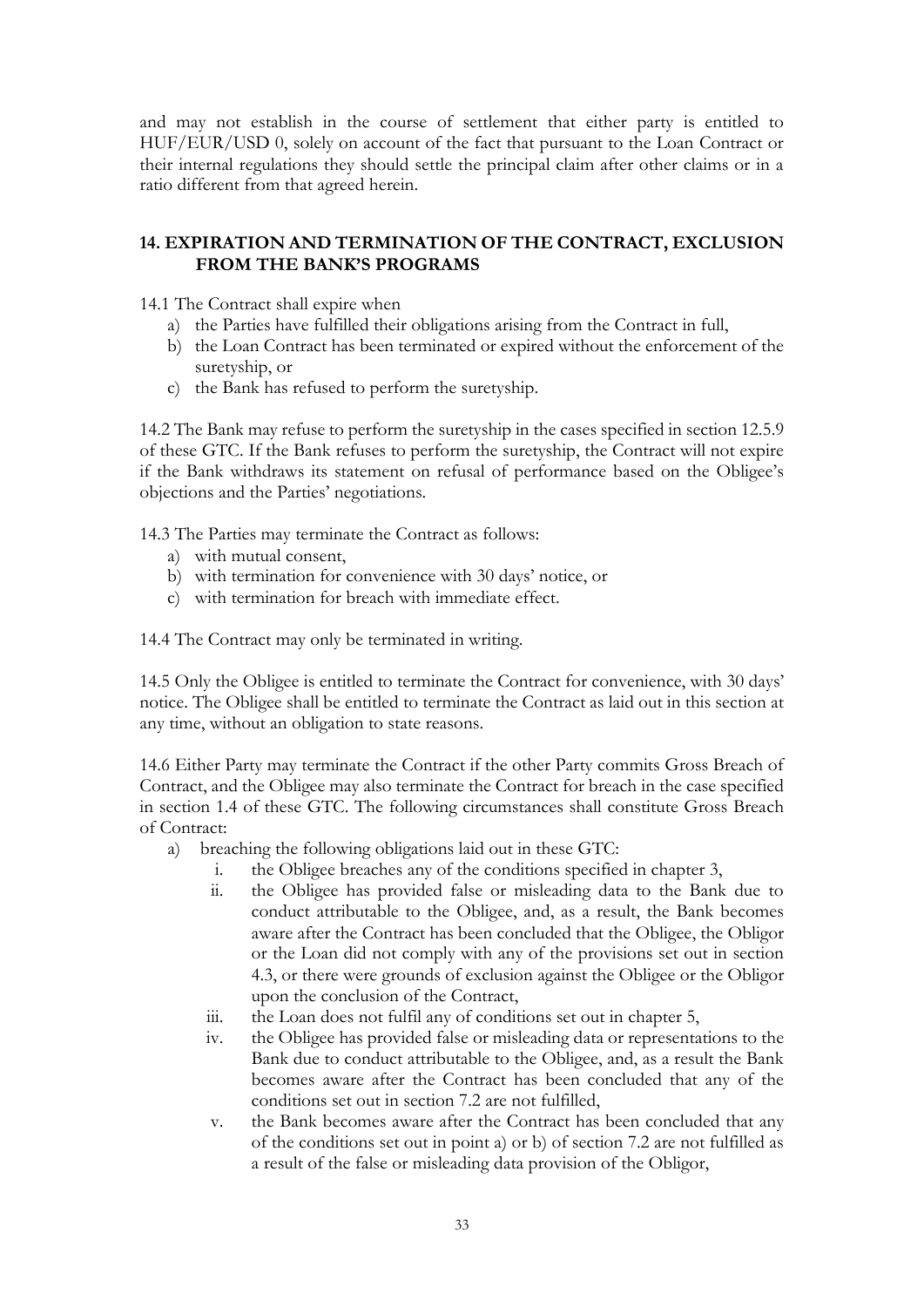and may not establish in the course of settlement that either party is entitled to HUF/EUR/USD 0, solely on account of the fact that pursuant to the Loan Contract or their internal regulations they should settle the principal claim after other claims or in a ratio different from that agreed herein.

## 14. EXPIRATION AND TERMINATION OF THE CONTRACT, EXCLUSION FROM THE BANK'S PROGRAMS

14.1 The Contract shall expire when

a) the Parties have fulfilled their obligations arising from the Contract in full,
b) the Loan Contract has been terminated or expired without the enforcement of the suretyship, or
c) the Bank has refused to perform the suretyship.

14.2 The Bank may refuse to perform the suretyship in the cases specified in section 12.5.9 of these GTC. If the Bank refuses to perform the suretyship, the Contract will not expire if the Bank withdraws its statement on refusal of performance based on the Obligee's objections and the Parties' negotiations.

14.3 The Parties may terminate the Contract as follows:

a) with mutual consent,
b) with termination for convenience with 30 days' notice, or
c) with termination for breach with immediate effect.

14.4 The Contract may only be terminated in writing.

14.5 Only the Obligee is entitled to terminate the Contract for convenience, with 30 days' notice. The Obligee shall be entitled to terminate the Contract as laid out in this section at any time, without an obligation to state reasons.

14.6 Either Party may terminate the Contract if the other Party commits Gross Breach of Contract, and the Obligee may also terminate the Contract for breach in the case specified in section 1.4 of these GTC. The following circumstances shall constitute Gross Breach of Contract:

a) breaching the following obligations laid out in these GTC:
   i. the Obligee breaches any of the conditions specified in chapter 3,
   ii. the Obligee has provided false or misleading data to the Bank due to conduct attributable to the Obligee, and, as a result, the Bank becomes aware after the Contract has been concluded that the Obligee, the Obligor or the Loan did not comply with any of the provisions set out in section 4.3, or there were grounds of exclusion against the Obligee or the Obligor upon the conclusion of the Contract,
   iii. the Loan does not fulfil any of conditions set out in chapter 5,
   iv. the Obligee has provided false or misleading data or representations to the Bank due to conduct attributable to the Obligee, and, as a result the Bank becomes aware after the Contract has been concluded that any of the conditions set out in section 7.2 are not fulfilled,
   v. the Bank becomes aware after the Contract has been concluded that any of the conditions set out in point a) or b) of section 7.2 are not fulfilled as a result of the false or misleading data provision of the Obligor,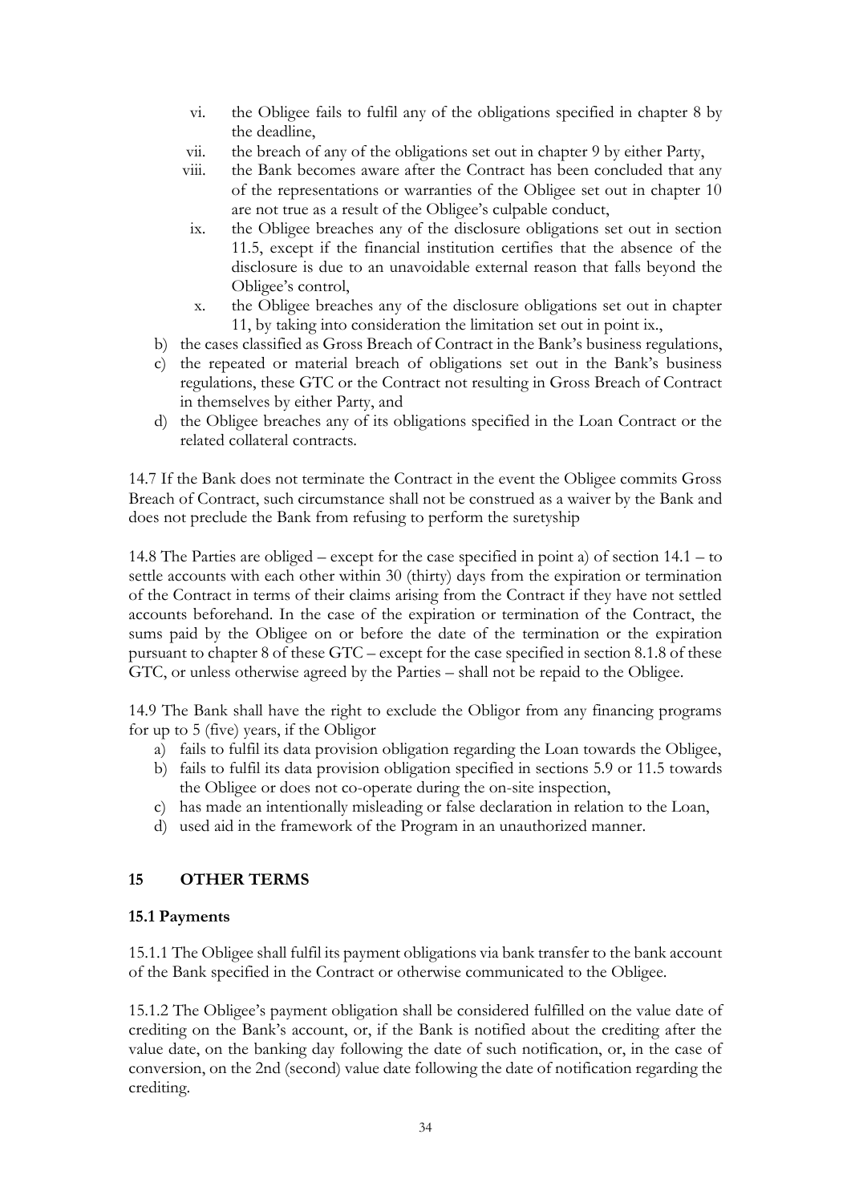vi. the Obligee fails to fulfil any of the obligations specified in chapter 8 by the deadline,
  vii. the breach of any of the obligations set out in chapter 9 by either Party,
  viii. the Bank becomes aware after the Contract has been concluded that any of the representations or warranties of the Obligee set out in chapter 10 are not true as a result of the Obligee's culpable conduct,
  ix. the Obligee breaches any of the disclosure obligations set out in section 11.5, except if the financial institution certifies that the absence of the disclosure is due to an unavoidable external reason that falls beyond the Obligee's control,
  x. the Obligee breaches any of the disclosure obligations set out in chapter 11, by taking into consideration the limitation set out in point ix.,

b) the cases classified as Gross Breach of Contract in the Bank's business regulations,
c) the repeated or material breach of obligations set out in the Bank's business regulations, these GTC or the Contract not resulting in Gross Breach of Contract in themselves by either Party, and
d) the Obligee breaches any of its obligations specified in the Loan Contract or the related collateral contracts.

14.7 If the Bank does not terminate the Contract in the event the Obligee commits Gross Breach of Contract, such circumstance shall not be construed as a waiver by the Bank and does not preclude the Bank from refusing to perform the suretyship

14.8 The Parties are obliged – except for the case specified in point a) of section 14.1 – to settle accounts with each other within 30 (thirty) days from the expiration or termination of the Contract in terms of their claims arising from the Contract if they have not settled accounts beforehand. In the case of the expiration or termination of the Contract, the sums paid by the Obligee on or before the date of the termination or the expiration pursuant to chapter 8 of these GTC – except for the case specified in section 8.1.8 of these GTC, or unless otherwise agreed by the Parties – shall not be repaid to the Obligee.

14.9 The Bank shall have the right to exclude the Obligor from any financing programs for up to 5 (five) years, if the Obligor

a) fails to fulfil its data provision obligation regarding the Loan towards the Obligee,
b) fails to fulfil its data provision obligation specified in sections 5.9 or 11.5 towards the Obligee or does not co-operate during the on-site inspection,
c) has made an intentionally misleading or false declaration in relation to the Loan,
d) used aid in the framework of the Program in an unauthorized manner.

## 15 OTHER TERMS

### 15.1 Payments

15.1.1 The Obligee shall fulfil its payment obligations via bank transfer to the bank account of the Bank specified in the Contract or otherwise communicated to the Obligee.

15.1.2 The Obligee's payment obligation shall be considered fulfilled on the value date of crediting on the Bank's account, or, if the Bank is notified about the crediting after the value date, on the banking day following the date of such notification, or, in the case of conversion, on the 2nd (second) value date following the date of notification regarding the crediting.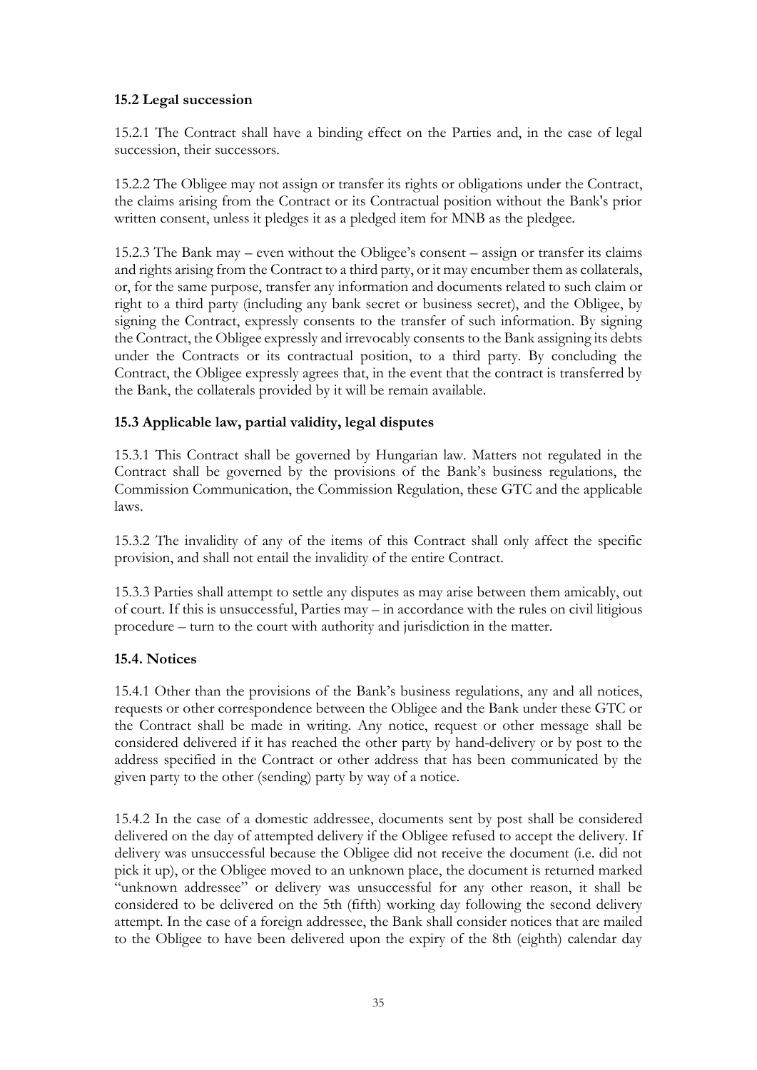### 15.2 Legal succession

15.2.1 The Contract shall have a binding effect on the Parties and, in the case of legal succession, their successors.

15.2.2 The Obligee may not assign or transfer its rights or obligations under the Contract, the claims arising from the Contract or its Contractual position without the Bank's prior written consent, unless it pledges it as a pledged item for MNB as the pledgee.

15.2.3 The Bank may – even without the Obligee's consent – assign or transfer its claims and rights arising from the Contract to a third party, or it may encumber them as collaterals, or, for the same purpose, transfer any information and documents related to such claim or right to a third party (including any bank secret or business secret), and the Obligee, by signing the Contract, expressly consents to the transfer of such information. By signing the Contract, the Obligee expressly and irrevocably consents to the Bank assigning its debts under the Contracts or its contractual position, to a third party. By concluding the Contract, the Obligee expressly agrees that, in the event that the contract is transferred by the Bank, the collaterals provided by it will be remain available.

### 15.3 Applicable law, partial validity, legal disputes

15.3.1 This Contract shall be governed by Hungarian law. Matters not regulated in the Contract shall be governed by the provisions of the Bank's business regulations, the Commission Communication, the Commission Regulation, these GTC and the applicable laws.

15.3.2 The invalidity of any of the items of this Contract shall only affect the specific provision, and shall not entail the invalidity of the entire Contract.

15.3.3 Parties shall attempt to settle any disputes as may arise between them amicably, out of court. If this is unsuccessful, Parties may – in accordance with the rules on civil litigious procedure – turn to the court with authority and jurisdiction in the matter.

### 15.4. Notices

15.4.1 Other than the provisions of the Bank's business regulations, any and all notices, requests or other correspondence between the Obligee and the Bank under these GTC or the Contract shall be made in writing. Any notice, request or other message shall be considered delivered if it has reached the other party by hand-delivery or by post to the address specified in the Contract or other address that has been communicated by the given party to the other (sending) party by way of a notice.

15.4.2 In the case of a domestic addressee, documents sent by post shall be considered delivered on the day of attempted delivery if the Obligee refused to accept the delivery. If delivery was unsuccessful because the Obligee did not receive the document (i.e. did not pick it up), or the Obligee moved to an unknown place, the document is returned marked "unknown addressee" or delivery was unsuccessful for any other reason, it shall be considered to be delivered on the 5th (fifth) working day following the second delivery attempt. In the case of a foreign addressee, the Bank shall consider notices that are mailed to the Obligee to have been delivered upon the expiry of the 8th (eighth) calendar day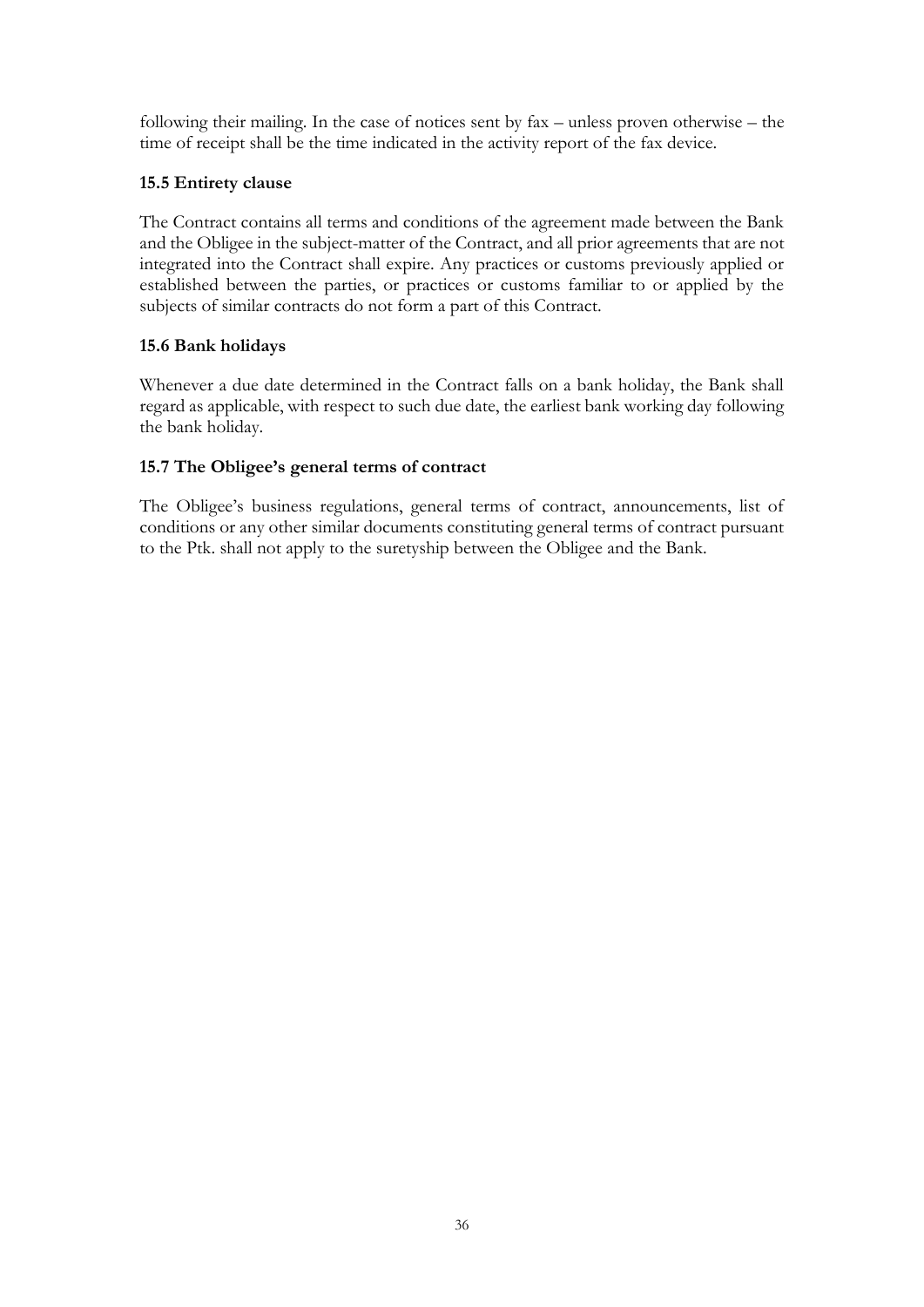following their mailing. In the case of notices sent by fax – unless proven otherwise – the time of receipt shall be the time indicated in the activity report of the fax device.

### 15.5 Entirety clause

The Contract contains all terms and conditions of the agreement made between the Bank and the Obligee in the subject-matter of the Contract, and all prior agreements that are not integrated into the Contract shall expire. Any practices or customs previously applied or established between the parties, or practices or customs familiar to or applied by the subjects of similar contracts do not form a part of this Contract.

### 15.6 Bank holidays

Whenever a due date determined in the Contract falls on a bank holiday, the Bank shall regard as applicable, with respect to such due date, the earliest bank working day following the bank holiday.

### 15.7 The Obligee's general terms of contract

The Obligee's business regulations, general terms of contract, announcements, list of conditions or any other similar documents constituting general terms of contract pursuant to the Ptk. shall not apply to the suretyship between the Obligee and the Bank.